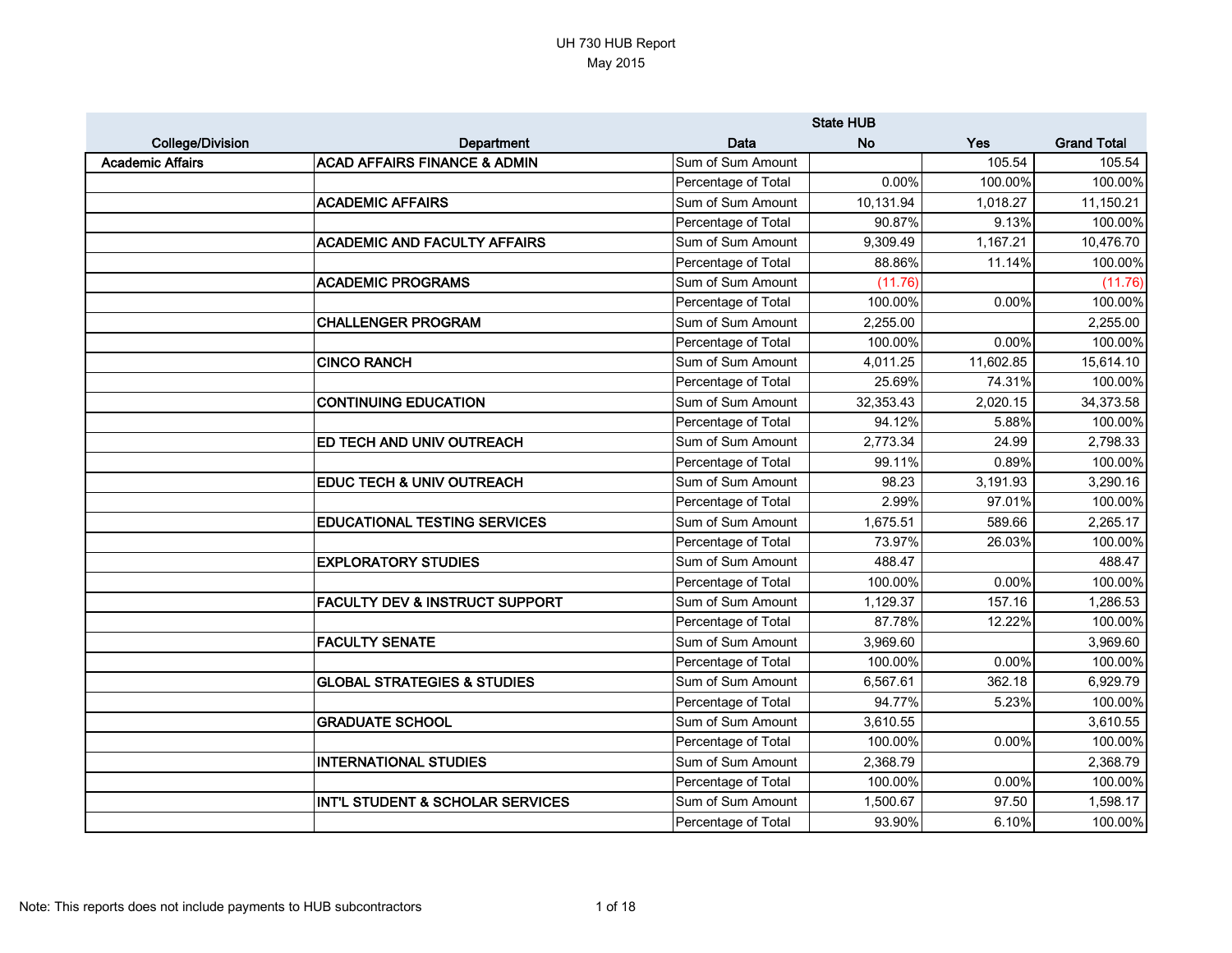UH 730 HUB Report
May 2015

| | | | State HUB | | |
|---|---|---|---|---|---|
| College/Division | Department | Data | No | Yes | Grand Total |
| Academic Affairs | ACAD AFFAIRS FINANCE & ADMIN | Sum of Sum Amount | | 105.54 | 105.54 |
| | | Percentage of Total | 0.00% | 100.00% | 100.00% |
| | ACADEMIC AFFAIRS | Sum of Sum Amount | 10,131.94 | 1,018.27 | 11,150.21 |
| | | Percentage of Total | 90.87% | 9.13% | 100.00% |
| | ACADEMIC AND FACULTY AFFAIRS | Sum of Sum Amount | 9,309.49 | 1,167.21 | 10,476.70 |
| | | Percentage of Total | 88.86% | 11.14% | 100.00% |
| | ACADEMIC PROGRAMS | Sum of Sum Amount | (11.76) | | (11.76) |
| | | Percentage of Total | 100.00% | 0.00% | 100.00% |
| | CHALLENGER PROGRAM | Sum of Sum Amount | 2,255.00 | | 2,255.00 |
| | | Percentage of Total | 100.00% | 0.00% | 100.00% |
| | CINCO RANCH | Sum of Sum Amount | 4,011.25 | 11,602.85 | 15,614.10 |
| | | Percentage of Total | 25.69% | 74.31% | 100.00% |
| | CONTINUING EDUCATION | Sum of Sum Amount | 32,353.43 | 2,020.15 | 34,373.58 |
| | | Percentage of Total | 94.12% | 5.88% | 100.00% |
| | ED TECH AND UNIV OUTREACH | Sum of Sum Amount | 2,773.34 | 24.99 | 2,798.33 |
| | | Percentage of Total | 99.11% | 0.89% | 100.00% |
| | EDUC TECH & UNIV OUTREACH | Sum of Sum Amount | 98.23 | 3,191.93 | 3,290.16 |
| | | Percentage of Total | 2.99% | 97.01% | 100.00% |
| | EDUCATIONAL TESTING SERVICES | Sum of Sum Amount | 1,675.51 | 589.66 | 2,265.17 |
| | | Percentage of Total | 73.97% | 26.03% | 100.00% |
| | EXPLORATORY STUDIES | Sum of Sum Amount | 488.47 | | 488.47 |
| | | Percentage of Total | 100.00% | 0.00% | 100.00% |
| | FACULTY DEV & INSTRUCT SUPPORT | Sum of Sum Amount | 1,129.37 | 157.16 | 1,286.53 |
| | | Percentage of Total | 87.78% | 12.22% | 100.00% |
| | FACULTY SENATE | Sum of Sum Amount | 3,969.60 | | 3,969.60 |
| | | Percentage of Total | 100.00% | 0.00% | 100.00% |
| | GLOBAL STRATEGIES & STUDIES | Sum of Sum Amount | 6,567.61 | 362.18 | 6,929.79 |
| | | Percentage of Total | 94.77% | 5.23% | 100.00% |
| | GRADUATE SCHOOL | Sum of Sum Amount | 3,610.55 | | 3,610.55 |
| | | Percentage of Total | 100.00% | 0.00% | 100.00% |
| | INTERNATIONAL STUDIES | Sum of Sum Amount | 2,368.79 | | 2,368.79 |
| | | Percentage of Total | 100.00% | 0.00% | 100.00% |
| | INT'L STUDENT & SCHOLAR SERVICES | Sum of Sum Amount | 1,500.67 | 97.50 | 1,598.17 |
| | | Percentage of Total | 93.90% | 6.10% | 100.00% |

Note: This reports does not include payments to HUB subcontractors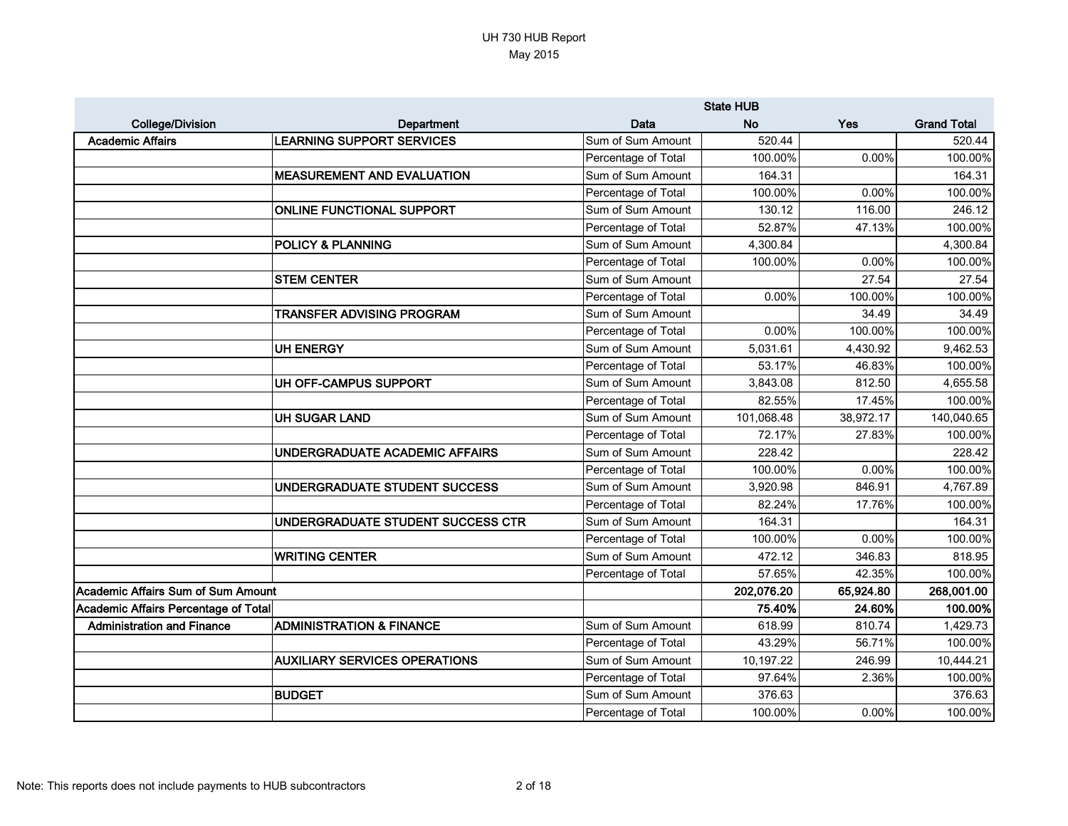UH 730 HUB Report
May 2015

| | | | State HUB | | |
|---|---|---|---|---|---|
| **College/Division** | **Department** | **Data** | **No** | **Yes** | **Grand Total** |
| **Academic Affairs** | **LEARNING SUPPORT SERVICES** | Sum of Sum Amount | 520.44 | | 520.44 |
| | | Percentage of Total | 100.00% | 0.00% | 100.00% |
| | **MEASUREMENT AND EVALUATION** | Sum of Sum Amount | 164.31 | | 164.31 |
| | | Percentage of Total | 100.00% | 0.00% | 100.00% |
| | **ONLINE FUNCTIONAL SUPPORT** | Sum of Sum Amount | 130.12 | 116.00 | 246.12 |
| | | Percentage of Total | 52.87% | 47.13% | 100.00% |
| | **POLICY & PLANNING** | Sum of Sum Amount | 4,300.84 | | 4,300.84 |
| | | Percentage of Total | 100.00% | 0.00% | 100.00% |
| | **STEM CENTER** | Sum of Sum Amount | | 27.54 | 27.54 |
| | | Percentage of Total | 0.00% | 100.00% | 100.00% |
| | **TRANSFER ADVISING PROGRAM** | Sum of Sum Amount | | 34.49 | 34.49 |
| | | Percentage of Total | 0.00% | 100.00% | 100.00% |
| | **UH ENERGY** | Sum of Sum Amount | 5,031.61 | 4,430.92 | 9,462.53 |
| | | Percentage of Total | 53.17% | 46.83% | 100.00% |
| | **UH OFF-CAMPUS SUPPORT** | Sum of Sum Amount | 3,843.08 | 812.50 | 4,655.58 |
| | | Percentage of Total | 82.55% | 17.45% | 100.00% |
| | **UH SUGAR LAND** | Sum of Sum Amount | 101,068.48 | 38,972.17 | 140,040.65 |
| | | Percentage of Total | 72.17% | 27.83% | 100.00% |
| | **UNDERGRADUATE ACADEMIC AFFAIRS** | Sum of Sum Amount | 228.42 | | 228.42 |
| | | Percentage of Total | 100.00% | 0.00% | 100.00% |
| | **UNDERGRADUATE STUDENT SUCCESS** | Sum of Sum Amount | 3,920.98 | 846.91 | 4,767.89 |
| | | Percentage of Total | 82.24% | 17.76% | 100.00% |
| | **UNDERGRADUATE STUDENT SUCCESS CTR** | Sum of Sum Amount | 164.31 | | 164.31 |
| | | Percentage of Total | 100.00% | 0.00% | 100.00% |
| | **WRITING CENTER** | Sum of Sum Amount | 472.12 | 346.83 | 818.95 |
| | | Percentage of Total | 57.65% | 42.35% | 100.00% |
| **Academic Affairs Sum of Sum Amount** | | | **202,076.20** | **65,924.80** | **268,001.00** |
| **Academic Affairs Percentage of Total** | | | **75.40%** | **24.60%** | **100.00%** |
| **Administration and Finance** | **ADMINISTRATION & FINANCE** | Sum of Sum Amount | 618.99 | 810.74 | 1,429.73 |
| | | Percentage of Total | 43.29% | 56.71% | 100.00% |
| | **AUXILIARY SERVICES OPERATIONS** | Sum of Sum Amount | 10,197.22 | 246.99 | 10,444.21 |
| | | Percentage of Total | 97.64% | 2.36% | 100.00% |
| | **BUDGET** | Sum of Sum Amount | 376.63 | | 376.63 |
| | | Percentage of Total | 100.00% | 0.00% | 100.00% |

Note: This reports does not include payments to HUB subcontractors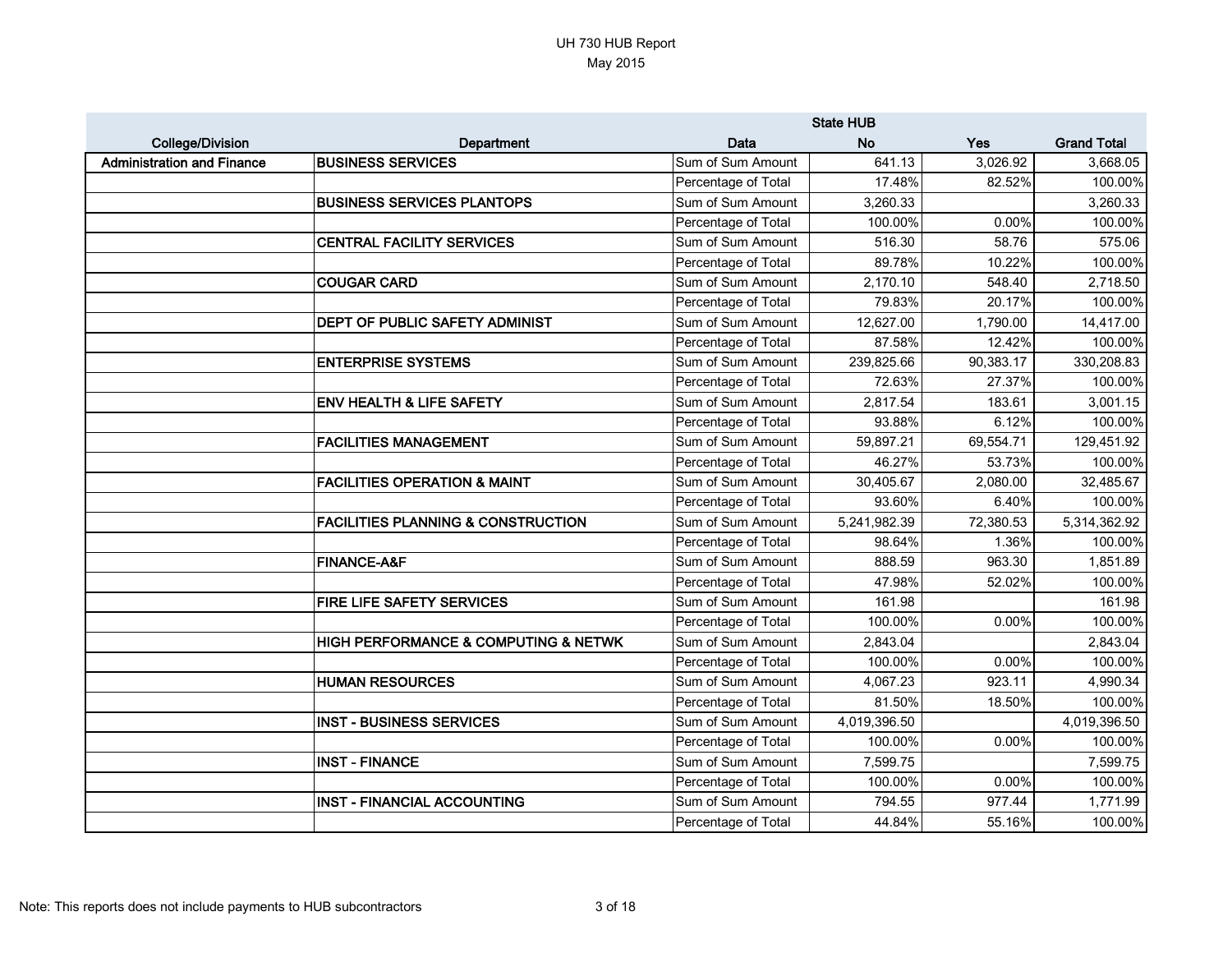UH 730 HUB Report
May 2015

| | | | State HUB | | |
|---|---|---|---|---|---|
| **College/Division** | **Department** | **Data** | **No** | **Yes** | **Grand Total** |
| **Administration and Finance** | **BUSINESS SERVICES** | Sum of Sum Amount | 641.13 | 3,026.92 | 3,668.05 |
| | | Percentage of Total | 17.48% | 82.52% | 100.00% |
| | **BUSINESS SERVICES PLANTOPS** | Sum of Sum Amount | 3,260.33 | | 3,260.33 |
| | | Percentage of Total | 100.00% | 0.00% | 100.00% |
| | **CENTRAL FACILITY SERVICES** | Sum of Sum Amount | 516.30 | 58.76 | 575.06 |
| | | Percentage of Total | 89.78% | 10.22% | 100.00% |
| | **COUGAR CARD** | Sum of Sum Amount | 2,170.10 | 548.40 | 2,718.50 |
| | | Percentage of Total | 79.83% | 20.17% | 100.00% |
| | **DEPT OF PUBLIC SAFETY ADMINIST** | Sum of Sum Amount | 12,627.00 | 1,790.00 | 14,417.00 |
| | | Percentage of Total | 87.58% | 12.42% | 100.00% |
| | **ENTERPRISE SYSTEMS** | Sum of Sum Amount | 239,825.66 | 90,383.17 | 330,208.83 |
| | | Percentage of Total | 72.63% | 27.37% | 100.00% |
| | **ENV HEALTH & LIFE SAFETY** | Sum of Sum Amount | 2,817.54 | 183.61 | 3,001.15 |
| | | Percentage of Total | 93.88% | 6.12% | 100.00% |
| | **FACILITIES MANAGEMENT** | Sum of Sum Amount | 59,897.21 | 69,554.71 | 129,451.92 |
| | | Percentage of Total | 46.27% | 53.73% | 100.00% |
| | **FACILITIES OPERATION & MAINT** | Sum of Sum Amount | 30,405.67 | 2,080.00 | 32,485.67 |
| | | Percentage of Total | 93.60% | 6.40% | 100.00% |
| | **FACILITIES PLANNING & CONSTRUCTION** | Sum of Sum Amount | 5,241,982.39 | 72,380.53 | 5,314,362.92 |
| | | Percentage of Total | 98.64% | 1.36% | 100.00% |
| | **FINANCE-A&F** | Sum of Sum Amount | 888.59 | 963.30 | 1,851.89 |
| | | Percentage of Total | 47.98% | 52.02% | 100.00% |
| | **FIRE LIFE SAFETY SERVICES** | Sum of Sum Amount | 161.98 | | 161.98 |
| | | Percentage of Total | 100.00% | 0.00% | 100.00% |
| | **HIGH PERFORMANCE & COMPUTING & NETWK** | Sum of Sum Amount | 2,843.04 | | 2,843.04 |
| | | Percentage of Total | 100.00% | 0.00% | 100.00% |
| | **HUMAN RESOURCES** | Sum of Sum Amount | 4,067.23 | 923.11 | 4,990.34 |
| | | Percentage of Total | 81.50% | 18.50% | 100.00% |
| | **INST - BUSINESS SERVICES** | Sum of Sum Amount | 4,019,396.50 | | 4,019,396.50 |
| | | Percentage of Total | 100.00% | 0.00% | 100.00% |
| | **INST - FINANCE** | Sum of Sum Amount | 7,599.75 | | 7,599.75 |
| | | Percentage of Total | 100.00% | 0.00% | 100.00% |
| | **INST - FINANCIAL ACCOUNTING** | Sum of Sum Amount | 794.55 | 977.44 | 1,771.99 |
| | | Percentage of Total | 44.84% | 55.16% | 100.00% |

Note: This reports does not include payments to HUB subcontractors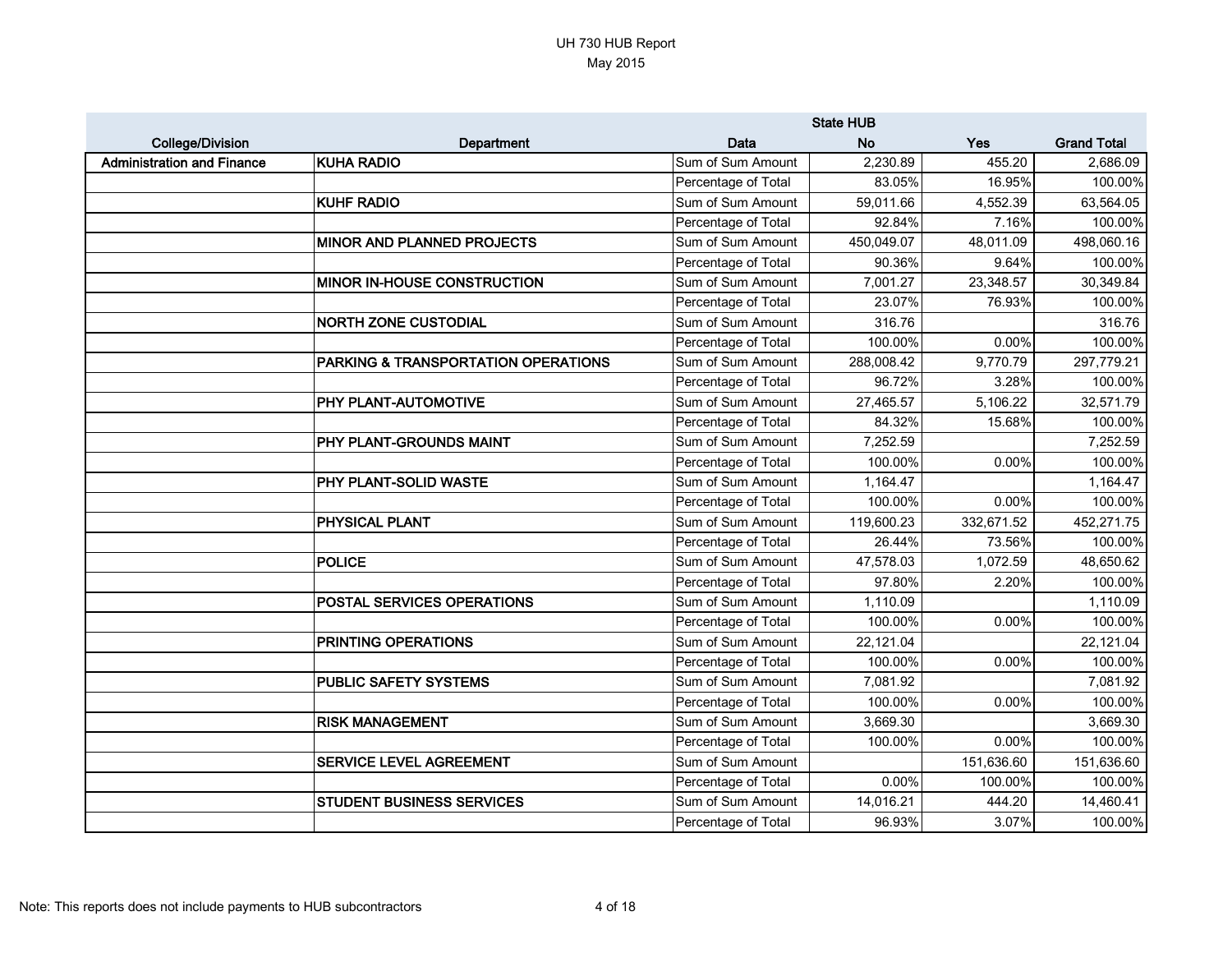UH 730 HUB Report
May 2015

| | | | State HUB | | |
|---|---|---|---|---|---|
| College/Division | Department | Data | No | Yes | Grand Total |
| Administration and Finance | KUHA RADIO | Sum of Sum Amount | 2,230.89 | 455.20 | 2,686.09 |
| | | Percentage of Total | 83.05% | 16.95% | 100.00% |
| | KUHF RADIO | Sum of Sum Amount | 59,011.66 | 4,552.39 | 63,564.05 |
| | | Percentage of Total | 92.84% | 7.16% | 100.00% |
| | MINOR AND PLANNED PROJECTS | Sum of Sum Amount | 450,049.07 | 48,011.09 | 498,060.16 |
| | | Percentage of Total | 90.36% | 9.64% | 100.00% |
| | MINOR IN-HOUSE CONSTRUCTION | Sum of Sum Amount | 7,001.27 | 23,348.57 | 30,349.84 |
| | | Percentage of Total | 23.07% | 76.93% | 100.00% |
| | NORTH ZONE CUSTODIAL | Sum of Sum Amount | 316.76 | | 316.76 |
| | | Percentage of Total | 100.00% | 0.00% | 100.00% |
| | PARKING & TRANSPORTATION OPERATIONS | Sum of Sum Amount | 288,008.42 | 9,770.79 | 297,779.21 |
| | | Percentage of Total | 96.72% | 3.28% | 100.00% |
| | PHY PLANT-AUTOMOTIVE | Sum of Sum Amount | 27,465.57 | 5,106.22 | 32,571.79 |
| | | Percentage of Total | 84.32% | 15.68% | 100.00% |
| | PHY PLANT-GROUNDS MAINT | Sum of Sum Amount | 7,252.59 | | 7,252.59 |
| | | Percentage of Total | 100.00% | 0.00% | 100.00% |
| | PHY PLANT-SOLID WASTE | Sum of Sum Amount | 1,164.47 | | 1,164.47 |
| | | Percentage of Total | 100.00% | 0.00% | 100.00% |
| | PHYSICAL PLANT | Sum of Sum Amount | 119,600.23 | 332,671.52 | 452,271.75 |
| | | Percentage of Total | 26.44% | 73.56% | 100.00% |
| | POLICE | Sum of Sum Amount | 47,578.03 | 1,072.59 | 48,650.62 |
| | | Percentage of Total | 97.80% | 2.20% | 100.00% |
| | POSTAL SERVICES OPERATIONS | Sum of Sum Amount | 1,110.09 | | 1,110.09 |
| | | Percentage of Total | 100.00% | 0.00% | 100.00% |
| | PRINTING OPERATIONS | Sum of Sum Amount | 22,121.04 | | 22,121.04 |
| | | Percentage of Total | 100.00% | 0.00% | 100.00% |
| | PUBLIC SAFETY SYSTEMS | Sum of Sum Amount | 7,081.92 | | 7,081.92 |
| | | Percentage of Total | 100.00% | 0.00% | 100.00% |
| | RISK MANAGEMENT | Sum of Sum Amount | 3,669.30 | | 3,669.30 |
| | | Percentage of Total | 100.00% | 0.00% | 100.00% |
| | SERVICE LEVEL AGREEMENT | Sum of Sum Amount | | 151,636.60 | 151,636.60 |
| | | Percentage of Total | 0.00% | 100.00% | 100.00% |
| | STUDENT BUSINESS SERVICES | Sum of Sum Amount | 14,016.21 | 444.20 | 14,460.41 |
| | | Percentage of Total | 96.93% | 3.07% | 100.00% |

Note: This reports does not include payments to HUB subcontractors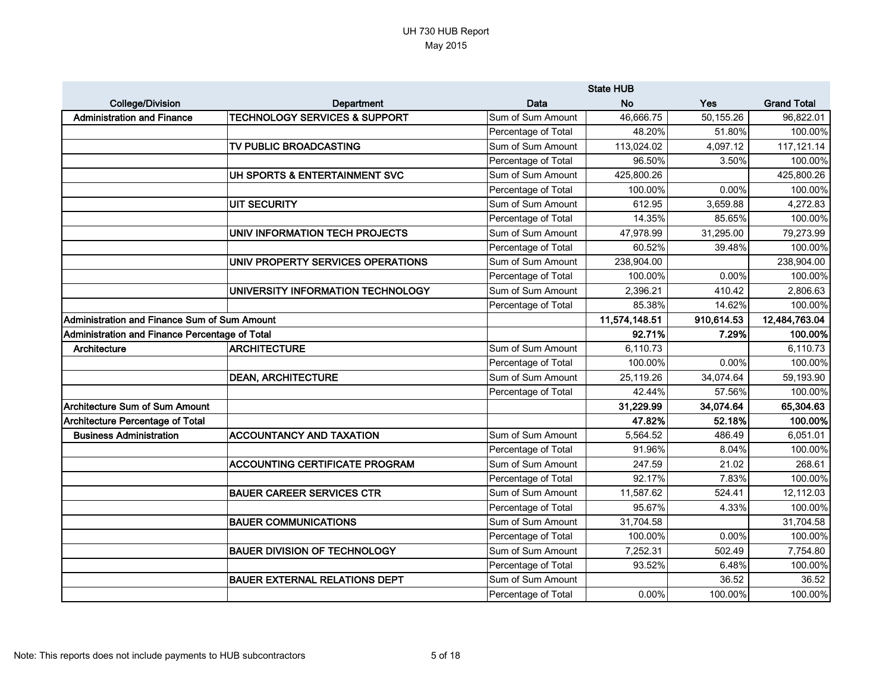UH 730 HUB Report
May 2015

| | | | State HUB | | |
|---|---|---|---|---|---|
| **College/Division** | **Department** | **Data** | **No** | **Yes** | **Grand Total** |
| **Administration and Finance** | **TECHNOLOGY SERVICES & SUPPORT** | Sum of Sum Amount | 46,666.75 | 50,155.26 | 96,822.01 |
| | | Percentage of Total | 48.20% | 51.80% | 100.00% |
| | **TV PUBLIC BROADCASTING** | Sum of Sum Amount | 113,024.02 | 4,097.12 | 117,121.14 |
| | | Percentage of Total | 96.50% | 3.50% | 100.00% |
| | **UH SPORTS & ENTERTAINMENT SVC** | Sum of Sum Amount | 425,800.26 | | 425,800.26 |
| | | Percentage of Total | 100.00% | 0.00% | 100.00% |
| | **UIT SECURITY** | Sum of Sum Amount | 612.95 | 3,659.88 | 4,272.83 |
| | | Percentage of Total | 14.35% | 85.65% | 100.00% |
| | **UNIV INFORMATION TECH PROJECTS** | Sum of Sum Amount | 47,978.99 | 31,295.00 | 79,273.99 |
| | | Percentage of Total | 60.52% | 39.48% | 100.00% |
| | **UNIV PROPERTY SERVICES OPERATIONS** | Sum of Sum Amount | 238,904.00 | | 238,904.00 |
| | | Percentage of Total | 100.00% | 0.00% | 100.00% |
| | **UNIVERSITY INFORMATION TECHNOLOGY** | Sum of Sum Amount | 2,396.21 | 410.42 | 2,806.63 |
| | | Percentage of Total | 85.38% | 14.62% | 100.00% |
| **Administration and Finance Sum of Sum Amount** | | | **11,574,148.51** | **910,614.53** | **12,484,763.04** |
| **Administration and Finance Percentage of Total** | | | **92.71%** | **7.29%** | **100.00%** |
| **Architecture** | **ARCHITECTURE** | Sum of Sum Amount | 6,110.73 | | 6,110.73 |
| | | Percentage of Total | 100.00% | 0.00% | 100.00% |
| | **DEAN, ARCHITECTURE** | Sum of Sum Amount | 25,119.26 | 34,074.64 | 59,193.90 |
| | | Percentage of Total | 42.44% | 57.56% | 100.00% |
| **Architecture Sum of Sum Amount** | | | **31,229.99** | **34,074.64** | **65,304.63** |
| **Architecture Percentage of Total** | | | **47.82%** | **52.18%** | **100.00%** |
| **Business Administration** | **ACCOUNTANCY AND TAXATION** | Sum of Sum Amount | 5,564.52 | 486.49 | 6,051.01 |
| | | Percentage of Total | 91.96% | 8.04% | 100.00% |
| | **ACCOUNTING CERTIFICATE PROGRAM** | Sum of Sum Amount | 247.59 | 21.02 | 268.61 |
| | | Percentage of Total | 92.17% | 7.83% | 100.00% |
| | **BAUER CAREER SERVICES CTR** | Sum of Sum Amount | 11,587.62 | 524.41 | 12,112.03 |
| | | Percentage of Total | 95.67% | 4.33% | 100.00% |
| | **BAUER COMMUNICATIONS** | Sum of Sum Amount | 31,704.58 | | 31,704.58 |
| | | Percentage of Total | 100.00% | 0.00% | 100.00% |
| | **BAUER DIVISION OF TECHNOLOGY** | Sum of Sum Amount | 7,252.31 | 502.49 | 7,754.80 |
| | | Percentage of Total | 93.52% | 6.48% | 100.00% |
| | **BAUER EXTERNAL RELATIONS DEPT** | Sum of Sum Amount | | 36.52 | 36.52 |
| | | Percentage of Total | 0.00% | 100.00% | 100.00% |

Note: This reports does not include payments to HUB subcontractors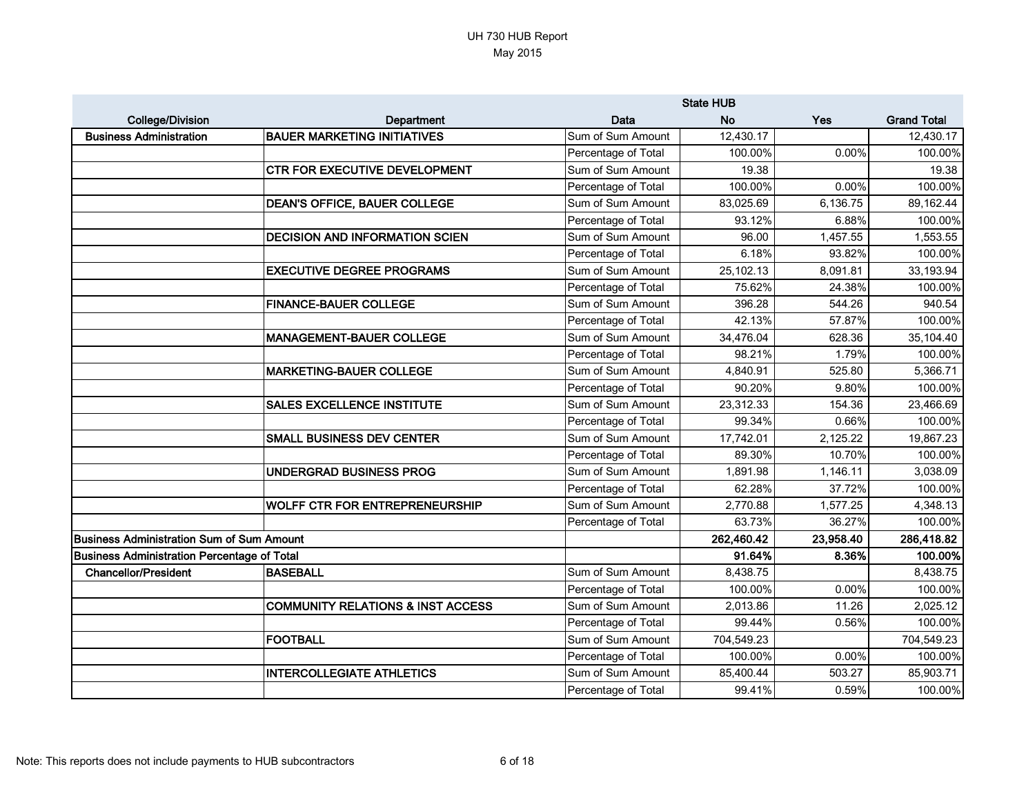UH 730 HUB Report
May 2015

| College/Division | Department | Data | State HUB No | Yes | Grand Total |
|---|---|---|---|---|---|
| **Business Administration** | **BAUER MARKETING INITIATIVES** | Sum of Sum Amount | 12,430.17 | | 12,430.17 |
| | | Percentage of Total | 100.00% | 0.00% | 100.00% |
| | **CTR FOR EXECUTIVE DEVELOPMENT** | Sum of Sum Amount | 19.38 | | 19.38 |
| | | Percentage of Total | 100.00% | 0.00% | 100.00% |
| | **DEAN'S OFFICE, BAUER COLLEGE** | Sum of Sum Amount | 83,025.69 | 6,136.75 | 89,162.44 |
| | | Percentage of Total | 93.12% | 6.88% | 100.00% |
| | **DECISION AND INFORMATION SCIEN** | Sum of Sum Amount | 96.00 | 1,457.55 | 1,553.55 |
| | | Percentage of Total | 6.18% | 93.82% | 100.00% |
| | **EXECUTIVE DEGREE PROGRAMS** | Sum of Sum Amount | 25,102.13 | 8,091.81 | 33,193.94 |
| | | Percentage of Total | 75.62% | 24.38% | 100.00% |
| | **FINANCE-BAUER COLLEGE** | Sum of Sum Amount | 396.28 | 544.26 | 940.54 |
| | | Percentage of Total | 42.13% | 57.87% | 100.00% |
| | **MANAGEMENT-BAUER COLLEGE** | Sum of Sum Amount | 34,476.04 | 628.36 | 35,104.40 |
| | | Percentage of Total | 98.21% | 1.79% | 100.00% |
| | **MARKETING-BAUER COLLEGE** | Sum of Sum Amount | 4,840.91 | 525.80 | 5,366.71 |
| | | Percentage of Total | 90.20% | 9.80% | 100.00% |
| | **SALES EXCELLENCE INSTITUTE** | Sum of Sum Amount | 23,312.33 | 154.36 | 23,466.69 |
| | | Percentage of Total | 99.34% | 0.66% | 100.00% |
| | **SMALL BUSINESS DEV CENTER** | Sum of Sum Amount | 17,742.01 | 2,125.22 | 19,867.23 |
| | | Percentage of Total | 89.30% | 10.70% | 100.00% |
| | **UNDERGRAD BUSINESS PROG** | Sum of Sum Amount | 1,891.98 | 1,146.11 | 3,038.09 |
| | | Percentage of Total | 62.28% | 37.72% | 100.00% |
| | **WOLFF CTR FOR ENTREPRENEURSHIP** | Sum of Sum Amount | 2,770.88 | 1,577.25 | 4,348.13 |
| | | Percentage of Total | 63.73% | 36.27% | 100.00% |
| **Business Administration Sum of Sum Amount** | | | **262,460.42** | **23,958.40** | **286,418.82** |
| **Business Administration Percentage of Total** | | | **91.64%** | **8.36%** | **100.00%** |
| **Chancellor/President** | **BASEBALL** | Sum of Sum Amount | 8,438.75 | | 8,438.75 |
| | | Percentage of Total | 100.00% | 0.00% | 100.00% |
| | **COMMUNITY RELATIONS & INST ACCESS** | Sum of Sum Amount | 2,013.86 | 11.26 | 2,025.12 |
| | | Percentage of Total | 99.44% | 0.56% | 100.00% |
| | **FOOTBALL** | Sum of Sum Amount | 704,549.23 | | 704,549.23 |
| | | Percentage of Total | 100.00% | 0.00% | 100.00% |
| | **INTERCOLLEGIATE ATHLETICS** | Sum of Sum Amount | 85,400.44 | 503.27 | 85,903.71 |
| | | Percentage of Total | 99.41% | 0.59% | 100.00% |

Note: This reports does not include payments to HUB subcontractors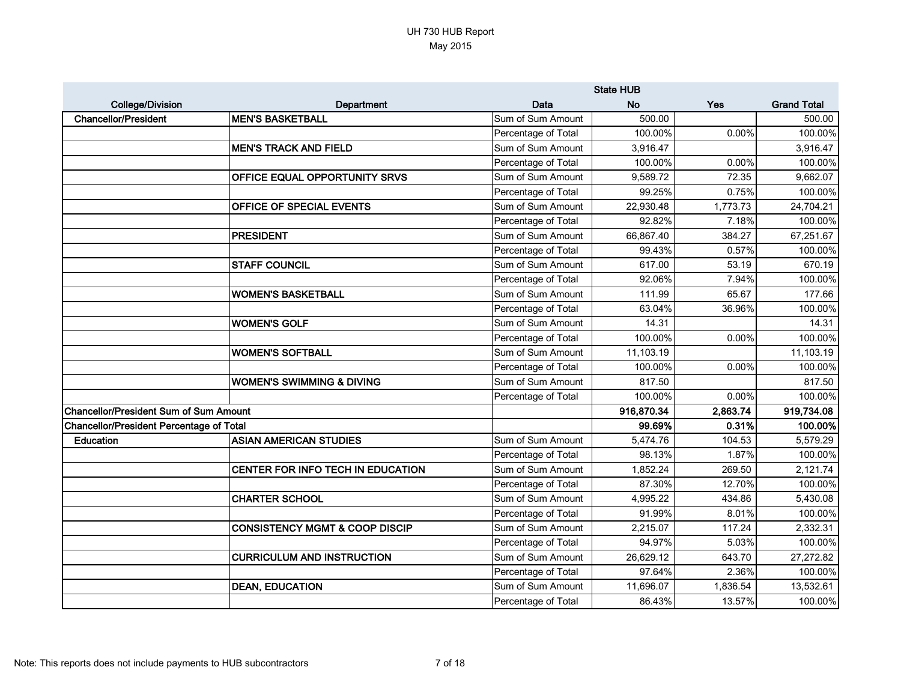# UH 730 HUB Report

May 2015

| College/Division | Department | Data | State HUB No | Yes | Grand Total |
|---|---|---|---|---|---|
| **Chancellor/President** | **MEN'S BASKETBALL** | Sum of Sum Amount | 500.00 | | 500.00 |
| | | Percentage of Total | 100.00% | 0.00% | 100.00% |
| | **MEN'S TRACK AND FIELD** | Sum of Sum Amount | 3,916.47 | | 3,916.47 |
| | | Percentage of Total | 100.00% | 0.00% | 100.00% |
| | **OFFICE EQUAL OPPORTUNITY SRVS** | Sum of Sum Amount | 9,589.72 | 72.35 | 9,662.07 |
| | | Percentage of Total | 99.25% | 0.75% | 100.00% |
| | **OFFICE OF SPECIAL EVENTS** | Sum of Sum Amount | 22,930.48 | 1,773.73 | 24,704.21 |
| | | Percentage of Total | 92.82% | 7.18% | 100.00% |
| | **PRESIDENT** | Sum of Sum Amount | 66,867.40 | 384.27 | 67,251.67 |
| | | Percentage of Total | 99.43% | 0.57% | 100.00% |
| | **STAFF COUNCIL** | Sum of Sum Amount | 617.00 | 53.19 | 670.19 |
| | | Percentage of Total | 92.06% | 7.94% | 100.00% |
| | **WOMEN'S BASKETBALL** | Sum of Sum Amount | 111.99 | 65.67 | 177.66 |
| | | Percentage of Total | 63.04% | 36.96% | 100.00% |
| | **WOMEN'S GOLF** | Sum of Sum Amount | 14.31 | | 14.31 |
| | | Percentage of Total | 100.00% | 0.00% | 100.00% |
| | **WOMEN'S SOFTBALL** | Sum of Sum Amount | 11,103.19 | | 11,103.19 |
| | | Percentage of Total | 100.00% | 0.00% | 100.00% |
| | **WOMEN'S SWIMMING & DIVING** | Sum of Sum Amount | 817.50 | | 817.50 |
| | | Percentage of Total | 100.00% | 0.00% | 100.00% |
| **Chancellor/President Sum of Sum Amount** | | | **916,870.34** | **2,863.74** | **919,734.08** |
| **Chancellor/President Percentage of Total** | | | **99.69%** | **0.31%** | **100.00%** |
| **Education** | **ASIAN AMERICAN STUDIES** | Sum of Sum Amount | 5,474.76 | 104.53 | 5,579.29 |
| | | Percentage of Total | 98.13% | 1.87% | 100.00% |
| | **CENTER FOR INFO TECH IN EDUCATION** | Sum of Sum Amount | 1,852.24 | 269.50 | 2,121.74 |
| | | Percentage of Total | 87.30% | 12.70% | 100.00% |
| | **CHARTER SCHOOL** | Sum of Sum Amount | 4,995.22 | 434.86 | 5,430.08 |
| | | Percentage of Total | 91.99% | 8.01% | 100.00% |
| | **CONSISTENCY MGMT & COOP DISCIP** | Sum of Sum Amount | 2,215.07 | 117.24 | 2,332.31 |
| | | Percentage of Total | 94.97% | 5.03% | 100.00% |
| | **CURRICULUM AND INSTRUCTION** | Sum of Sum Amount | 26,629.12 | 643.70 | 27,272.82 |
| | | Percentage of Total | 97.64% | 2.36% | 100.00% |
| | **DEAN, EDUCATION** | Sum of Sum Amount | 11,696.07 | 1,836.54 | 13,532.61 |
| | | Percentage of Total | 86.43% | 13.57% | 100.00% |

Note: This reports does not include payments to HUB subcontractors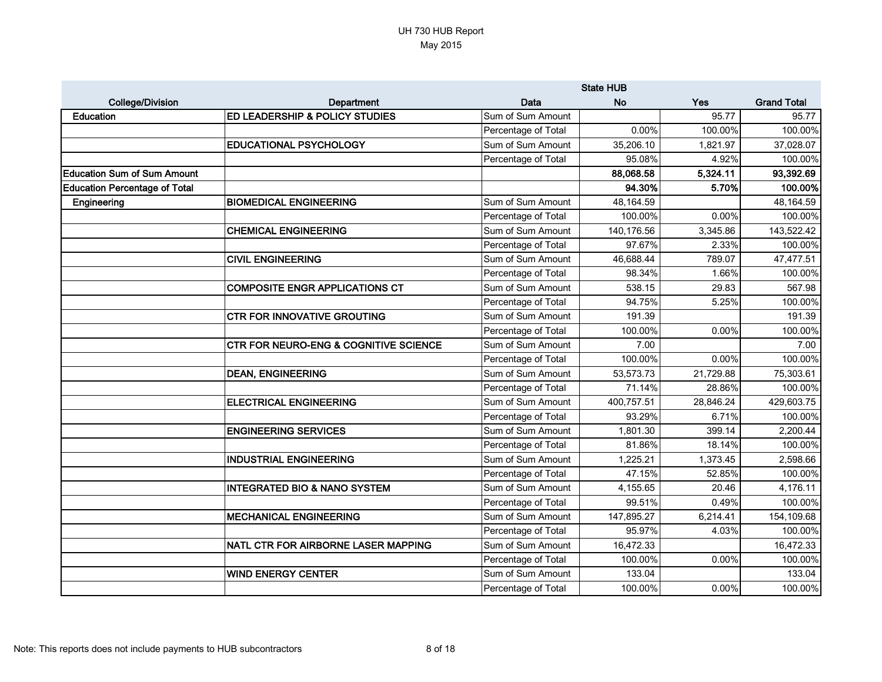# UH 730 HUB Report

May 2015

| | | | State HUB | | |
|---|---|---|---|---|---|
| **College/Division** | **Department** | **Data** | **No** | **Yes** | **Grand Total** |
| **Education** | **ED LEADERSHIP & POLICY STUDIES** | Sum of Sum Amount | | 95.77 | 95.77 |
| | | Percentage of Total | 0.00% | 100.00% | 100.00% |
| | **EDUCATIONAL PSYCHOLOGY** | Sum of Sum Amount | 35,206.10 | 1,821.97 | 37,028.07 |
| | | Percentage of Total | 95.08% | 4.92% | 100.00% |
| **Education Sum of Sum Amount** | | | **88,068.58** | **5,324.11** | **93,392.69** |
| **Education Percentage of Total** | | | **94.30%** | **5.70%** | **100.00%** |
| **Engineering** | **BIOMEDICAL ENGINEERING** | Sum of Sum Amount | 48,164.59 | | 48,164.59 |
| | | Percentage of Total | 100.00% | 0.00% | 100.00% |
| | **CHEMICAL ENGINEERING** | Sum of Sum Amount | 140,176.56 | 3,345.86 | 143,522.42 |
| | | Percentage of Total | 97.67% | 2.33% | 100.00% |
| | **CIVIL ENGINEERING** | Sum of Sum Amount | 46,688.44 | 789.07 | 47,477.51 |
| | | Percentage of Total | 98.34% | 1.66% | 100.00% |
| | **COMPOSITE ENGR APPLICATIONS CT** | Sum of Sum Amount | 538.15 | 29.83 | 567.98 |
| | | Percentage of Total | 94.75% | 5.25% | 100.00% |
| | **CTR FOR INNOVATIVE GROUTING** | Sum of Sum Amount | 191.39 | | 191.39 |
| | | Percentage of Total | 100.00% | 0.00% | 100.00% |
| | **CTR FOR NEURO-ENG & COGNITIVE SCIENCE** | Sum of Sum Amount | 7.00 | | 7.00 |
| | | Percentage of Total | 100.00% | 0.00% | 100.00% |
| | **DEAN, ENGINEERING** | Sum of Sum Amount | 53,573.73 | 21,729.88 | 75,303.61 |
| | | Percentage of Total | 71.14% | 28.86% | 100.00% |
| | **ELECTRICAL ENGINEERING** | Sum of Sum Amount | 400,757.51 | 28,846.24 | 429,603.75 |
| | | Percentage of Total | 93.29% | 6.71% | 100.00% |
| | **ENGINEERING SERVICES** | Sum of Sum Amount | 1,801.30 | 399.14 | 2,200.44 |
| | | Percentage of Total | 81.86% | 18.14% | 100.00% |
| | **INDUSTRIAL ENGINEERING** | Sum of Sum Amount | 1,225.21 | 1,373.45 | 2,598.66 |
| | | Percentage of Total | 47.15% | 52.85% | 100.00% |
| | **INTEGRATED BIO & NANO SYSTEM** | Sum of Sum Amount | 4,155.65 | 20.46 | 4,176.11 |
| | | Percentage of Total | 99.51% | 0.49% | 100.00% |
| | **MECHANICAL ENGINEERING** | Sum of Sum Amount | 147,895.27 | 6,214.41 | 154,109.68 |
| | | Percentage of Total | 95.97% | 4.03% | 100.00% |
| | **NATL CTR FOR AIRBORNE LASER MAPPING** | Sum of Sum Amount | 16,472.33 | | 16,472.33 |
| | | Percentage of Total | 100.00% | 0.00% | 100.00% |
| | **WIND ENERGY CENTER** | Sum of Sum Amount | 133.04 | | 133.04 |
| | | Percentage of Total | 100.00% | 0.00% | 100.00% |

Note: This reports does not include payments to HUB subcontractors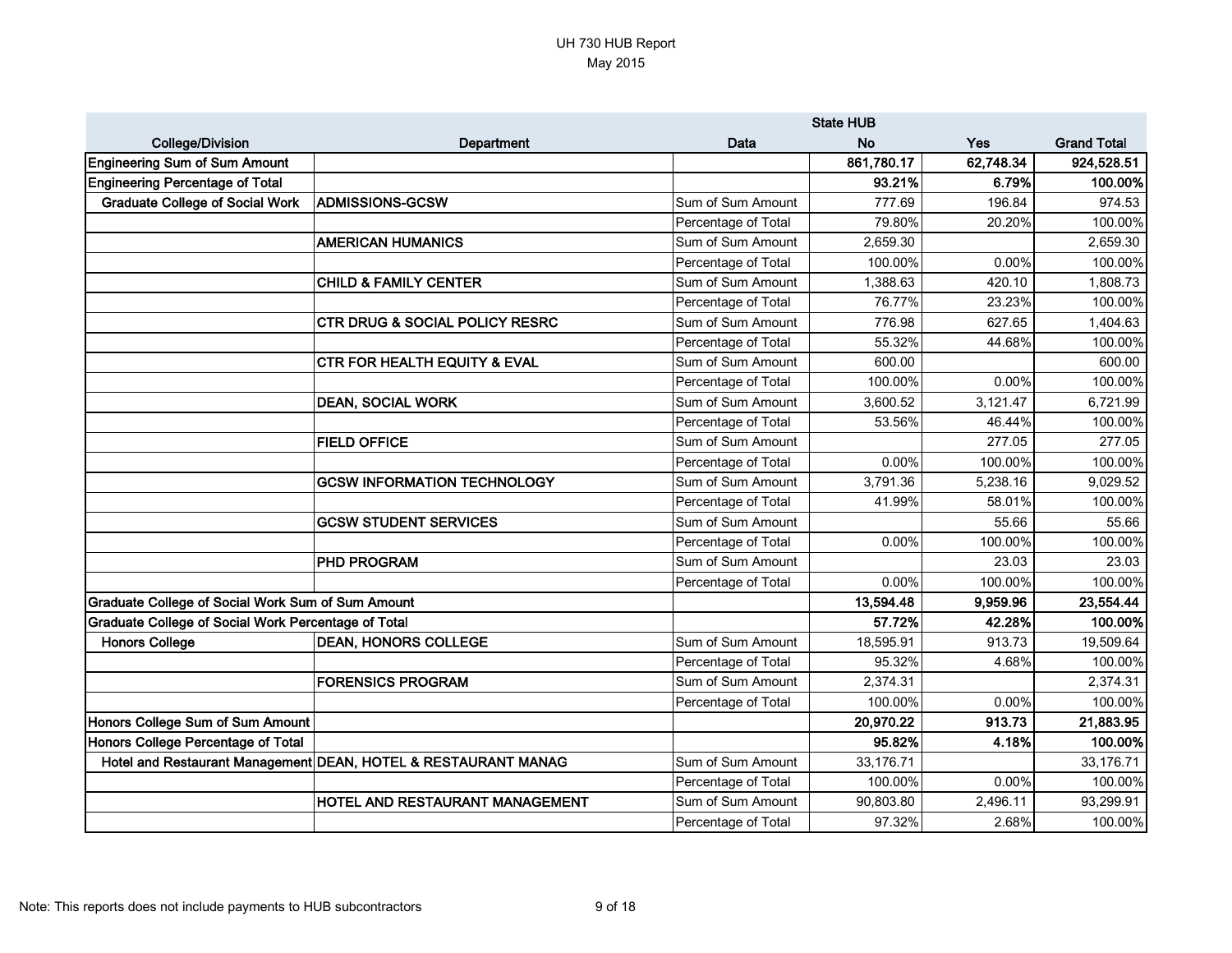UH 730 HUB Report
May 2015

| | | | State HUB | | |
|---|---|---|---|---|---|
| **College/Division** | **Department** | **Data** | **No** | **Yes** | **Grand Total** |
| **Engineering Sum of Sum Amount** | | | **861,780.17** | **62,748.34** | **924,528.51** |
| **Engineering Percentage of Total** | | | **93.21%** | **6.79%** | **100.00%** |
| **Graduate College of Social Work** | **ADMISSIONS-GCSW** | Sum of Sum Amount | 777.69 | 196.84 | 974.53 |
| | | Percentage of Total | 79.80% | 20.20% | 100.00% |
| | **AMERICAN HUMANICS** | Sum of Sum Amount | 2,659.30 | | 2,659.30 |
| | | Percentage of Total | 100.00% | 0.00% | 100.00% |
| | **CHILD & FAMILY CENTER** | Sum of Sum Amount | 1,388.63 | 420.10 | 1,808.73 |
| | | Percentage of Total | 76.77% | 23.23% | 100.00% |
| | **CTR DRUG & SOCIAL POLICY RESRC** | Sum of Sum Amount | 776.98 | 627.65 | 1,404.63 |
| | | Percentage of Total | 55.32% | 44.68% | 100.00% |
| | **CTR FOR HEALTH EQUITY & EVAL** | Sum of Sum Amount | 600.00 | | 600.00 |
| | | Percentage of Total | 100.00% | 0.00% | 100.00% |
| | **DEAN, SOCIAL WORK** | Sum of Sum Amount | 3,600.52 | 3,121.47 | 6,721.99 |
| | | Percentage of Total | 53.56% | 46.44% | 100.00% |
| | **FIELD OFFICE** | Sum of Sum Amount | | 277.05 | 277.05 |
| | | Percentage of Total | 0.00% | 100.00% | 100.00% |
| | **GCSW INFORMATION TECHNOLOGY** | Sum of Sum Amount | 3,791.36 | 5,238.16 | 9,029.52 |
| | | Percentage of Total | 41.99% | 58.01% | 100.00% |
| | **GCSW STUDENT SERVICES** | Sum of Sum Amount | | 55.66 | 55.66 |
| | | Percentage of Total | 0.00% | 100.00% | 100.00% |
| | **PHD PROGRAM** | Sum of Sum Amount | | 23.03 | 23.03 |
| | | Percentage of Total | 0.00% | 100.00% | 100.00% |
| **Graduate College of Social Work Sum of Sum Amount** | | | **13,594.48** | **9,959.96** | **23,554.44** |
| **Graduate College of Social Work Percentage of Total** | | | **57.72%** | **42.28%** | **100.00%** |
| **Honors College** | **DEAN, HONORS COLLEGE** | Sum of Sum Amount | 18,595.91 | 913.73 | 19,509.64 |
| | | Percentage of Total | 95.32% | 4.68% | 100.00% |
| | **FORENSICS PROGRAM** | Sum of Sum Amount | 2,374.31 | | 2,374.31 |
| | | Percentage of Total | 100.00% | 0.00% | 100.00% |
| **Honors College Sum of Sum Amount** | | | **20,970.22** | **913.73** | **21,883.95** |
| **Honors College Percentage of Total** | | | **95.82%** | **4.18%** | **100.00%** |
| **Hotel and Restaurant Management** | **DEAN, HOTEL & RESTAURANT MANAG** | Sum of Sum Amount | 33,176.71 | | 33,176.71 |
| | | Percentage of Total | 100.00% | 0.00% | 100.00% |
| | **HOTEL AND RESTAURANT MANAGEMENT** | Sum of Sum Amount | 90,803.80 | 2,496.11 | 93,299.91 |
| | | Percentage of Total | 97.32% | 2.68% | 100.00% |

Note: This reports does not include payments to HUB subcontractors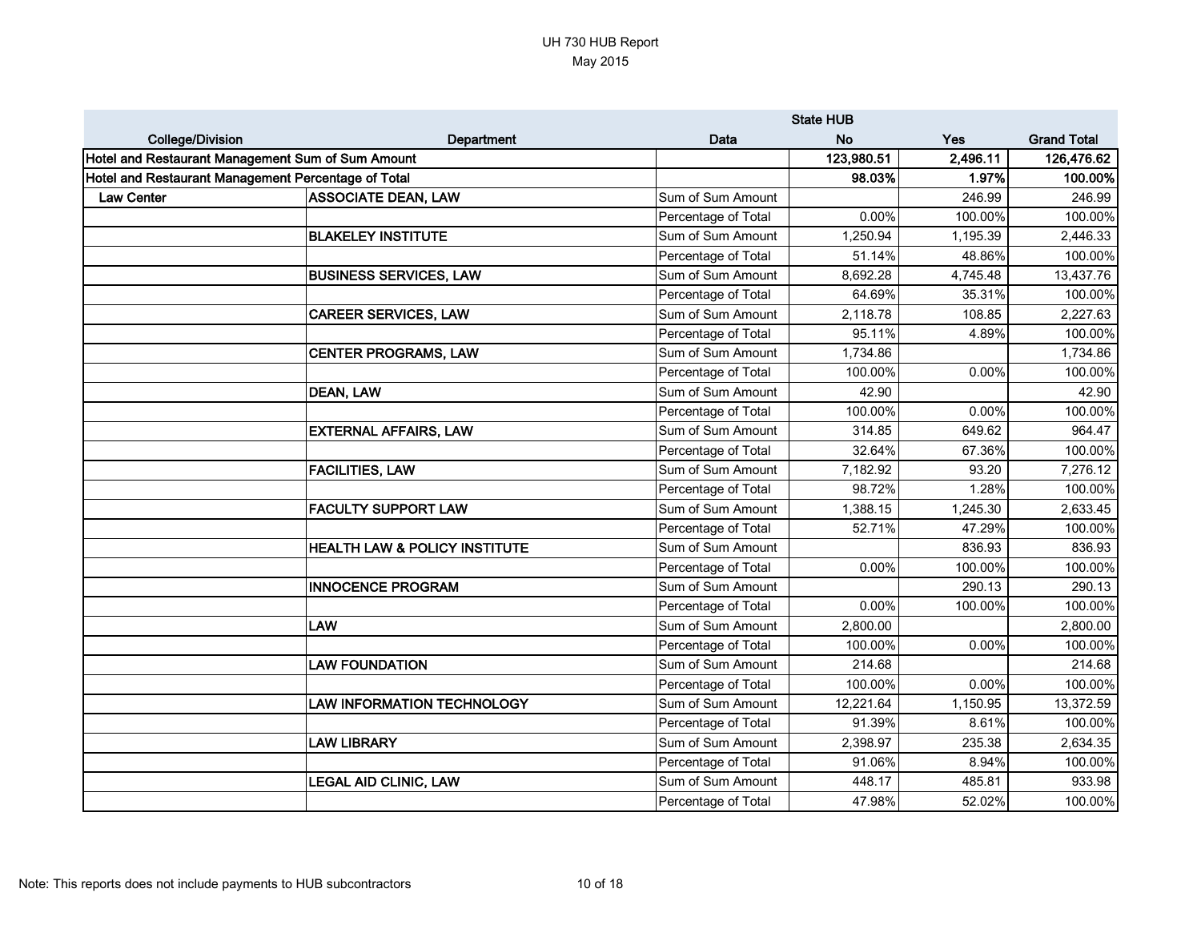UH 730 HUB Report
May 2015

| College/Division | Department | Data | State HUB No | Yes | Grand Total |
|---|---|---|---|---|---|
| **Hotel and Restaurant Management Sum of Sum Amount** | | | **123,980.51** | **2,496.11** | **126,476.62** |
| **Hotel and Restaurant Management Percentage of Total** | | | **98.03%** | **1.97%** | **100.00%** |
| **Law Center** | **ASSOCIATE DEAN, LAW** | Sum of Sum Amount | | 246.99 | 246.99 |
| | | Percentage of Total | 0.00% | 100.00% | 100.00% |
| | **BLAKELEY INSTITUTE** | Sum of Sum Amount | 1,250.94 | 1,195.39 | 2,446.33 |
| | | Percentage of Total | 51.14% | 48.86% | 100.00% |
| | **BUSINESS SERVICES, LAW** | Sum of Sum Amount | 8,692.28 | 4,745.48 | 13,437.76 |
| | | Percentage of Total | 64.69% | 35.31% | 100.00% |
| | **CAREER SERVICES, LAW** | Sum of Sum Amount | 2,118.78 | 108.85 | 2,227.63 |
| | | Percentage of Total | 95.11% | 4.89% | 100.00% |
| | **CENTER PROGRAMS, LAW** | Sum of Sum Amount | 1,734.86 | | 1,734.86 |
| | | Percentage of Total | 100.00% | 0.00% | 100.00% |
| | **DEAN, LAW** | Sum of Sum Amount | 42.90 | | 42.90 |
| | | Percentage of Total | 100.00% | 0.00% | 100.00% |
| | **EXTERNAL AFFAIRS, LAW** | Sum of Sum Amount | 314.85 | 649.62 | 964.47 |
| | | Percentage of Total | 32.64% | 67.36% | 100.00% |
| | **FACILITIES, LAW** | Sum of Sum Amount | 7,182.92 | 93.20 | 7,276.12 |
| | | Percentage of Total | 98.72% | 1.28% | 100.00% |
| | **FACULTY SUPPORT LAW** | Sum of Sum Amount | 1,388.15 | 1,245.30 | 2,633.45 |
| | | Percentage of Total | 52.71% | 47.29% | 100.00% |
| | **HEALTH LAW & POLICY INSTITUTE** | Sum of Sum Amount | | 836.93 | 836.93 |
| | | Percentage of Total | 0.00% | 100.00% | 100.00% |
| | **INNOCENCE PROGRAM** | Sum of Sum Amount | | 290.13 | 290.13 |
| | | Percentage of Total | 0.00% | 100.00% | 100.00% |
| | **LAW** | Sum of Sum Amount | 2,800.00 | | 2,800.00 |
| | | Percentage of Total | 100.00% | 0.00% | 100.00% |
| | **LAW FOUNDATION** | Sum of Sum Amount | 214.68 | | 214.68 |
| | | Percentage of Total | 100.00% | 0.00% | 100.00% |
| | **LAW INFORMATION TECHNOLOGY** | Sum of Sum Amount | 12,221.64 | 1,150.95 | 13,372.59 |
| | | Percentage of Total | 91.39% | 8.61% | 100.00% |
| | **LAW LIBRARY** | Sum of Sum Amount | 2,398.97 | 235.38 | 2,634.35 |
| | | Percentage of Total | 91.06% | 8.94% | 100.00% |
| | **LEGAL AID CLINIC, LAW** | Sum of Sum Amount | 448.17 | 485.81 | 933.98 |
| | | Percentage of Total | 47.98% | 52.02% | 100.00% |

Note: This reports does not include payments to HUB subcontractors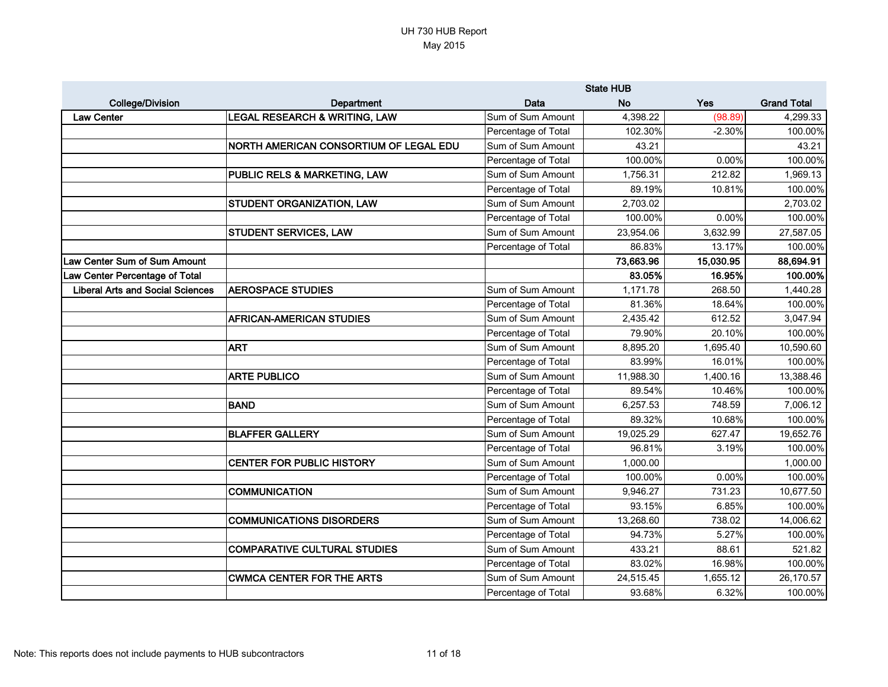UH 730 HUB Report
May 2015

| | | | State HUB | | |
|---|---|---|---|---|---|
| College/Division | Department | Data | No | Yes | Grand Total |
| Law Center | LEGAL RESEARCH & WRITING, LAW | Sum of Sum Amount | 4,398.22 | (98.89) | 4,299.33 |
| | | Percentage of Total | 102.30% | -2.30% | 100.00% |
| | NORTH AMERICAN CONSORTIUM OF LEGAL EDU | Sum of Sum Amount | 43.21 | | 43.21 |
| | | Percentage of Total | 100.00% | 0.00% | 100.00% |
| | PUBLIC RELS & MARKETING, LAW | Sum of Sum Amount | 1,756.31 | 212.82 | 1,969.13 |
| | | Percentage of Total | 89.19% | 10.81% | 100.00% |
| | STUDENT ORGANIZATION, LAW | Sum of Sum Amount | 2,703.02 | | 2,703.02 |
| | | Percentage of Total | 100.00% | 0.00% | 100.00% |
| | STUDENT SERVICES, LAW | Sum of Sum Amount | 23,954.06 | 3,632.99 | 27,587.05 |
| | | Percentage of Total | 86.83% | 13.17% | 100.00% |
| **Law Center Sum of Sum Amount** | | | **73,663.96** | **15,030.95** | **88,694.91** |
| **Law Center Percentage of Total** | | | **83.05%** | **16.95%** | **100.00%** |
| Liberal Arts and Social Sciences | AEROSPACE STUDIES | Sum of Sum Amount | 1,171.78 | 268.50 | 1,440.28 |
| | | Percentage of Total | 81.36% | 18.64% | 100.00% |
| | AFRICAN-AMERICAN STUDIES | Sum of Sum Amount | 2,435.42 | 612.52 | 3,047.94 |
| | | Percentage of Total | 79.90% | 20.10% | 100.00% |
| | ART | Sum of Sum Amount | 8,895.20 | 1,695.40 | 10,590.60 |
| | | Percentage of Total | 83.99% | 16.01% | 100.00% |
| | ARTE PUBLICO | Sum of Sum Amount | 11,988.30 | 1,400.16 | 13,388.46 |
| | | Percentage of Total | 89.54% | 10.46% | 100.00% |
| | BAND | Sum of Sum Amount | 6,257.53 | 748.59 | 7,006.12 |
| | | Percentage of Total | 89.32% | 10.68% | 100.00% |
| | BLAFFER GALLERY | Sum of Sum Amount | 19,025.29 | 627.47 | 19,652.76 |
| | | Percentage of Total | 96.81% | 3.19% | 100.00% |
| | CENTER FOR PUBLIC HISTORY | Sum of Sum Amount | 1,000.00 | | 1,000.00 |
| | | Percentage of Total | 100.00% | 0.00% | 100.00% |
| | COMMUNICATION | Sum of Sum Amount | 9,946.27 | 731.23 | 10,677.50 |
| | | Percentage of Total | 93.15% | 6.85% | 100.00% |
| | COMMUNICATIONS DISORDERS | Sum of Sum Amount | 13,268.60 | 738.02 | 14,006.62 |
| | | Percentage of Total | 94.73% | 5.27% | 100.00% |
| | COMPARATIVE CULTURAL STUDIES | Sum of Sum Amount | 433.21 | 88.61 | 521.82 |
| | | Percentage of Total | 83.02% | 16.98% | 100.00% |
| | CWMCA CENTER FOR THE ARTS | Sum of Sum Amount | 24,515.45 | 1,655.12 | 26,170.57 |
| | | Percentage of Total | 93.68% | 6.32% | 100.00% |

Note: This reports does not include payments to HUB subcontractors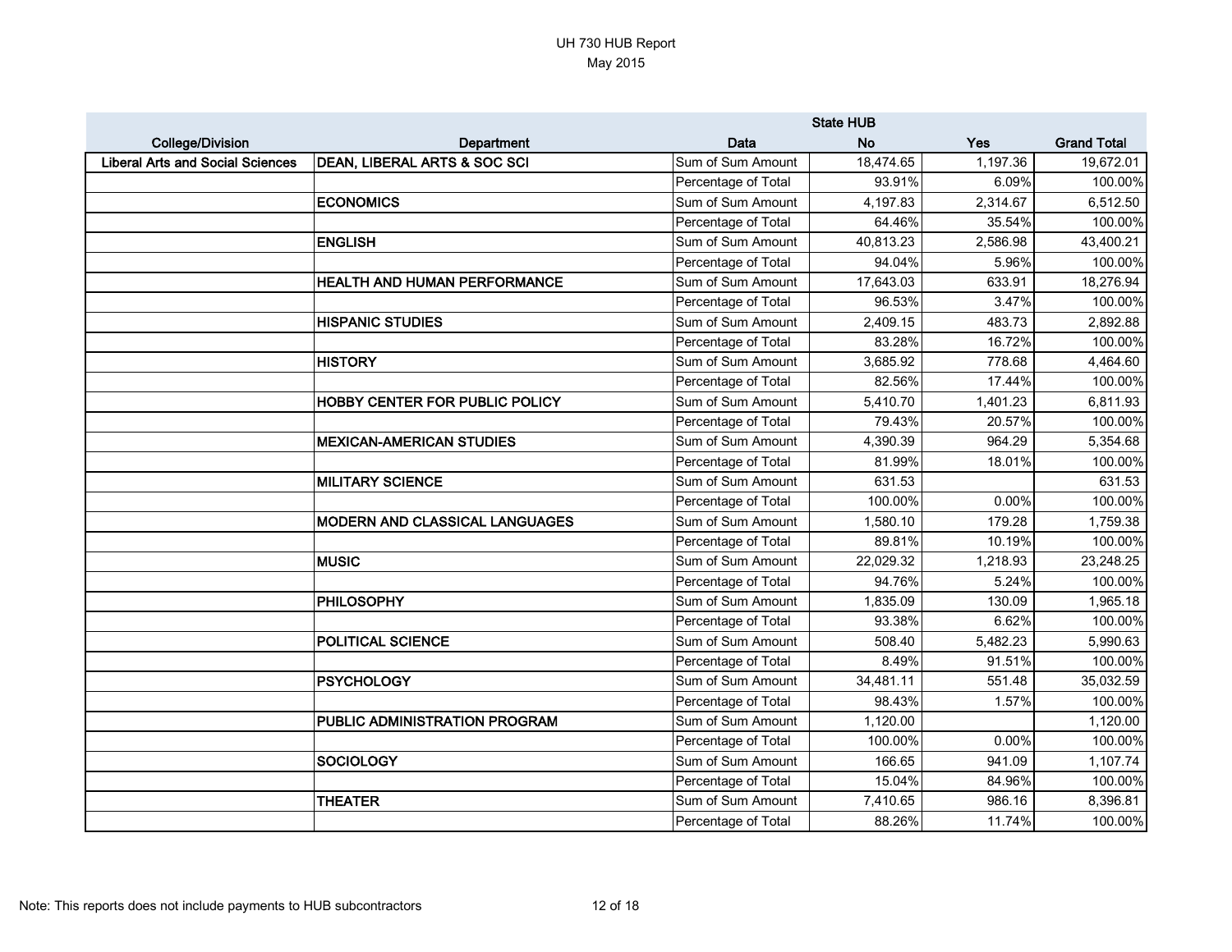UH 730 HUB Report
May 2015

| | | | State HUB | | |
|---|---|---|---|---|---|
| College/Division | Department | Data | No | Yes | Grand Total |
| Liberal Arts and Social Sciences | DEAN, LIBERAL ARTS & SOC SCI | Sum of Sum Amount | 18,474.65 | 1,197.36 | 19,672.01 |
| | | Percentage of Total | 93.91% | 6.09% | 100.00% |
| | ECONOMICS | Sum of Sum Amount | 4,197.83 | 2,314.67 | 6,512.50 |
| | | Percentage of Total | 64.46% | 35.54% | 100.00% |
| | ENGLISH | Sum of Sum Amount | 40,813.23 | 2,586.98 | 43,400.21 |
| | | Percentage of Total | 94.04% | 5.96% | 100.00% |
| | HEALTH AND HUMAN PERFORMANCE | Sum of Sum Amount | 17,643.03 | 633.91 | 18,276.94 |
| | | Percentage of Total | 96.53% | 3.47% | 100.00% |
| | HISPANIC STUDIES | Sum of Sum Amount | 2,409.15 | 483.73 | 2,892.88 |
| | | Percentage of Total | 83.28% | 16.72% | 100.00% |
| | HISTORY | Sum of Sum Amount | 3,685.92 | 778.68 | 4,464.60 |
| | | Percentage of Total | 82.56% | 17.44% | 100.00% |
| | HOBBY CENTER FOR PUBLIC POLICY | Sum of Sum Amount | 5,410.70 | 1,401.23 | 6,811.93 |
| | | Percentage of Total | 79.43% | 20.57% | 100.00% |
| | MEXICAN-AMERICAN STUDIES | Sum of Sum Amount | 4,390.39 | 964.29 | 5,354.68 |
| | | Percentage of Total | 81.99% | 18.01% | 100.00% |
| | MILITARY SCIENCE | Sum of Sum Amount | 631.53 | | 631.53 |
| | | Percentage of Total | 100.00% | 0.00% | 100.00% |
| | MODERN AND CLASSICAL LANGUAGES | Sum of Sum Amount | 1,580.10 | 179.28 | 1,759.38 |
| | | Percentage of Total | 89.81% | 10.19% | 100.00% |
| | MUSIC | Sum of Sum Amount | 22,029.32 | 1,218.93 | 23,248.25 |
| | | Percentage of Total | 94.76% | 5.24% | 100.00% |
| | PHILOSOPHY | Sum of Sum Amount | 1,835.09 | 130.09 | 1,965.18 |
| | | Percentage of Total | 93.38% | 6.62% | 100.00% |
| | POLITICAL SCIENCE | Sum of Sum Amount | 508.40 | 5,482.23 | 5,990.63 |
| | | Percentage of Total | 8.49% | 91.51% | 100.00% |
| | PSYCHOLOGY | Sum of Sum Amount | 34,481.11 | 551.48 | 35,032.59 |
| | | Percentage of Total | 98.43% | 1.57% | 100.00% |
| | PUBLIC ADMINISTRATION PROGRAM | Sum of Sum Amount | 1,120.00 | | 1,120.00 |
| | | Percentage of Total | 100.00% | 0.00% | 100.00% |
| | SOCIOLOGY | Sum of Sum Amount | 166.65 | 941.09 | 1,107.74 |
| | | Percentage of Total | 15.04% | 84.96% | 100.00% |
| | THEATER | Sum of Sum Amount | 7,410.65 | 986.16 | 8,396.81 |
| | | Percentage of Total | 88.26% | 11.74% | 100.00% |

Note: This reports does not include payments to HUB subcontractors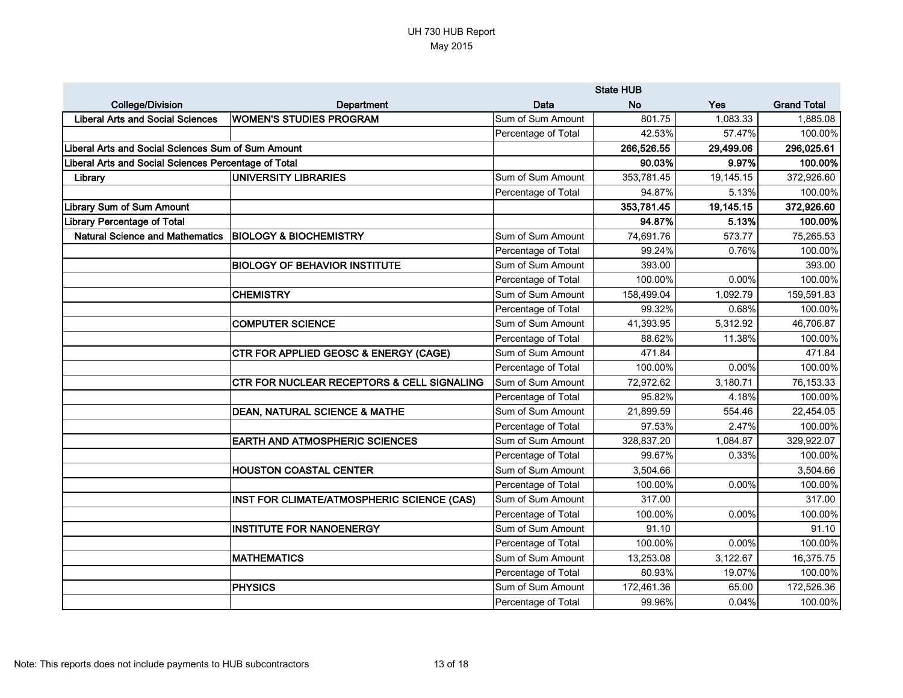UH 730 HUB Report
May 2015

| | | | State HUB | | |
|---|---|---|---|---|---|
| **College/Division** | **Department** | **Data** | **No** | **Yes** | **Grand Total** |
| **Liberal Arts and Social Sciences** | **WOMEN'S STUDIES PROGRAM** | Sum of Sum Amount | 801.75 | 1,083.33 | 1,885.08 |
| | | Percentage of Total | 42.53% | 57.47% | 100.00% |
| **Liberal Arts and Social Sciences Sum of Sum Amount** | | | **266,526.55** | **29,499.06** | **296,025.61** |
| **Liberal Arts and Social Sciences Percentage of Total** | | | **90.03%** | **9.97%** | **100.00%** |
| **Library** | **UNIVERSITY LIBRARIES** | Sum of Sum Amount | 353,781.45 | 19,145.15 | 372,926.60 |
| | | Percentage of Total | 94.87% | 5.13% | 100.00% |
| **Library Sum of Sum Amount** | | | **353,781.45** | **19,145.15** | **372,926.60** |
| **Library Percentage of Total** | | | **94.87%** | **5.13%** | **100.00%** |
| **Natural Science and Mathematics** | **BIOLOGY & BIOCHEMISTRY** | Sum of Sum Amount | 74,691.76 | 573.77 | 75,265.53 |
| | | Percentage of Total | 99.24% | 0.76% | 100.00% |
| | **BIOLOGY OF BEHAVIOR INSTITUTE** | Sum of Sum Amount | 393.00 | | 393.00 |
| | | Percentage of Total | 100.00% | 0.00% | 100.00% |
| | **CHEMISTRY** | Sum of Sum Amount | 158,499.04 | 1,092.79 | 159,591.83 |
| | | Percentage of Total | 99.32% | 0.68% | 100.00% |
| | **COMPUTER SCIENCE** | Sum of Sum Amount | 41,393.95 | 5,312.92 | 46,706.87 |
| | | Percentage of Total | 88.62% | 11.38% | 100.00% |
| | **CTR FOR APPLIED GEOSC & ENERGY (CAGE)** | Sum of Sum Amount | 471.84 | | 471.84 |
| | | Percentage of Total | 100.00% | 0.00% | 100.00% |
| | **CTR FOR NUCLEAR RECEPTORS & CELL SIGNALING** | Sum of Sum Amount | 72,972.62 | 3,180.71 | 76,153.33 |
| | | Percentage of Total | 95.82% | 4.18% | 100.00% |
| | **DEAN, NATURAL SCIENCE & MATHE** | Sum of Sum Amount | 21,899.59 | 554.46 | 22,454.05 |
| | | Percentage of Total | 97.53% | 2.47% | 100.00% |
| | **EARTH AND ATMOSPHERIC SCIENCES** | Sum of Sum Amount | 328,837.20 | 1,084.87 | 329,922.07 |
| | | Percentage of Total | 99.67% | 0.33% | 100.00% |
| | **HOUSTON COASTAL CENTER** | Sum of Sum Amount | 3,504.66 | | 3,504.66 |
| | | Percentage of Total | 100.00% | 0.00% | 100.00% |
| | **INST FOR CLIMATE/ATMOSPHERIC SCIENCE (CAS)** | Sum of Sum Amount | 317.00 | | 317.00 |
| | | Percentage of Total | 100.00% | 0.00% | 100.00% |
| | **INSTITUTE FOR NANOENERGY** | Sum of Sum Amount | 91.10 | | 91.10 |
| | | Percentage of Total | 100.00% | 0.00% | 100.00% |
| | **MATHEMATICS** | Sum of Sum Amount | 13,253.08 | 3,122.67 | 16,375.75 |
| | | Percentage of Total | 80.93% | 19.07% | 100.00% |
| | **PHYSICS** | Sum of Sum Amount | 172,461.36 | 65.00 | 172,526.36 |
| | | Percentage of Total | 99.96% | 0.04% | 100.00% |

Note: This reports does not include payments to HUB subcontractors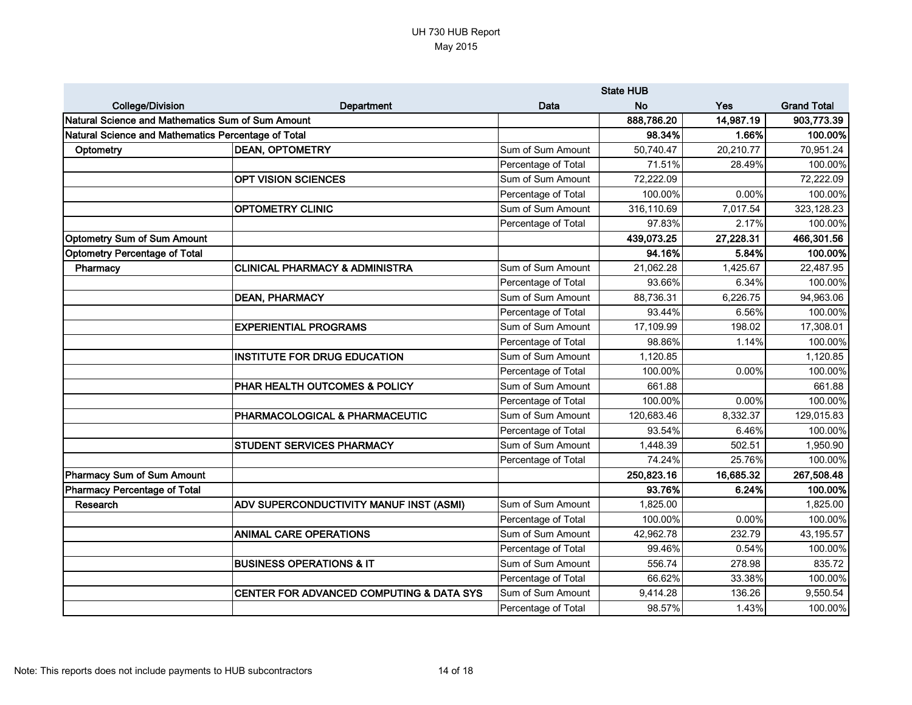UH 730 HUB Report
May 2015

| | | | State HUB | | |
|---|---|---|---|---|---|
| College/Division | Department | Data | No | Yes | Grand Total |
| **Natural Science and Mathematics Sum of Sum Amount** | | | **888,786.20** | **14,987.19** | **903,773.39** |
| **Natural Science and Mathematics Percentage of Total** | | | **98.34%** | **1.66%** | **100.00%** |
| **Optometry** | **DEAN, OPTOMETRY** | Sum of Sum Amount | 50,740.47 | 20,210.77 | 70,951.24 |
| | | Percentage of Total | 71.51% | 28.49% | 100.00% |
| | **OPT VISION SCIENCES** | Sum of Sum Amount | 72,222.09 | | 72,222.09 |
| | | Percentage of Total | 100.00% | 0.00% | 100.00% |
| | **OPTOMETRY CLINIC** | Sum of Sum Amount | 316,110.69 | 7,017.54 | 323,128.23 |
| | | Percentage of Total | 97.83% | 2.17% | 100.00% |
| **Optometry Sum of Sum Amount** | | | **439,073.25** | **27,228.31** | **466,301.56** |
| **Optometry Percentage of Total** | | | **94.16%** | **5.84%** | **100.00%** |
| **Pharmacy** | **CLINICAL PHARMACY & ADMINISTRA** | Sum of Sum Amount | 21,062.28 | 1,425.67 | 22,487.95 |
| | | Percentage of Total | 93.66% | 6.34% | 100.00% |
| | **DEAN, PHARMACY** | Sum of Sum Amount | 88,736.31 | 6,226.75 | 94,963.06 |
| | | Percentage of Total | 93.44% | 6.56% | 100.00% |
| | **EXPERIENTIAL PROGRAMS** | Sum of Sum Amount | 17,109.99 | 198.02 | 17,308.01 |
| | | Percentage of Total | 98.86% | 1.14% | 100.00% |
| | **INSTITUTE FOR DRUG EDUCATION** | Sum of Sum Amount | 1,120.85 | | 1,120.85 |
| | | Percentage of Total | 100.00% | 0.00% | 100.00% |
| | **PHAR HEALTH OUTCOMES & POLICY** | Sum of Sum Amount | 661.88 | | 661.88 |
| | | Percentage of Total | 100.00% | 0.00% | 100.00% |
| | **PHARMACOLOGICAL & PHARMACEUTIC** | Sum of Sum Amount | 120,683.46 | 8,332.37 | 129,015.83 |
| | | Percentage of Total | 93.54% | 6.46% | 100.00% |
| | **STUDENT SERVICES PHARMACY** | Sum of Sum Amount | 1,448.39 | 502.51 | 1,950.90 |
| | | Percentage of Total | 74.24% | 25.76% | 100.00% |
| **Pharmacy Sum of Sum Amount** | | | **250,823.16** | **16,685.32** | **267,508.48** |
| **Pharmacy Percentage of Total** | | | **93.76%** | **6.24%** | **100.00%** |
| **Research** | **ADV SUPERCONDUCTIVITY MANUF INST (ASMI)** | Sum of Sum Amount | 1,825.00 | | 1,825.00 |
| | | Percentage of Total | 100.00% | 0.00% | 100.00% |
| | **ANIMAL CARE OPERATIONS** | Sum of Sum Amount | 42,962.78 | 232.79 | 43,195.57 |
| | | Percentage of Total | 99.46% | 0.54% | 100.00% |
| | **BUSINESS OPERATIONS & IT** | Sum of Sum Amount | 556.74 | 278.98 | 835.72 |
| | | Percentage of Total | 66.62% | 33.38% | 100.00% |
| | **CENTER FOR ADVANCED COMPUTING & DATA SYS** | Sum of Sum Amount | 9,414.28 | 136.26 | 9,550.54 |
| | | Percentage of Total | 98.57% | 1.43% | 100.00% |

Note: This reports does not include payments to HUB subcontractors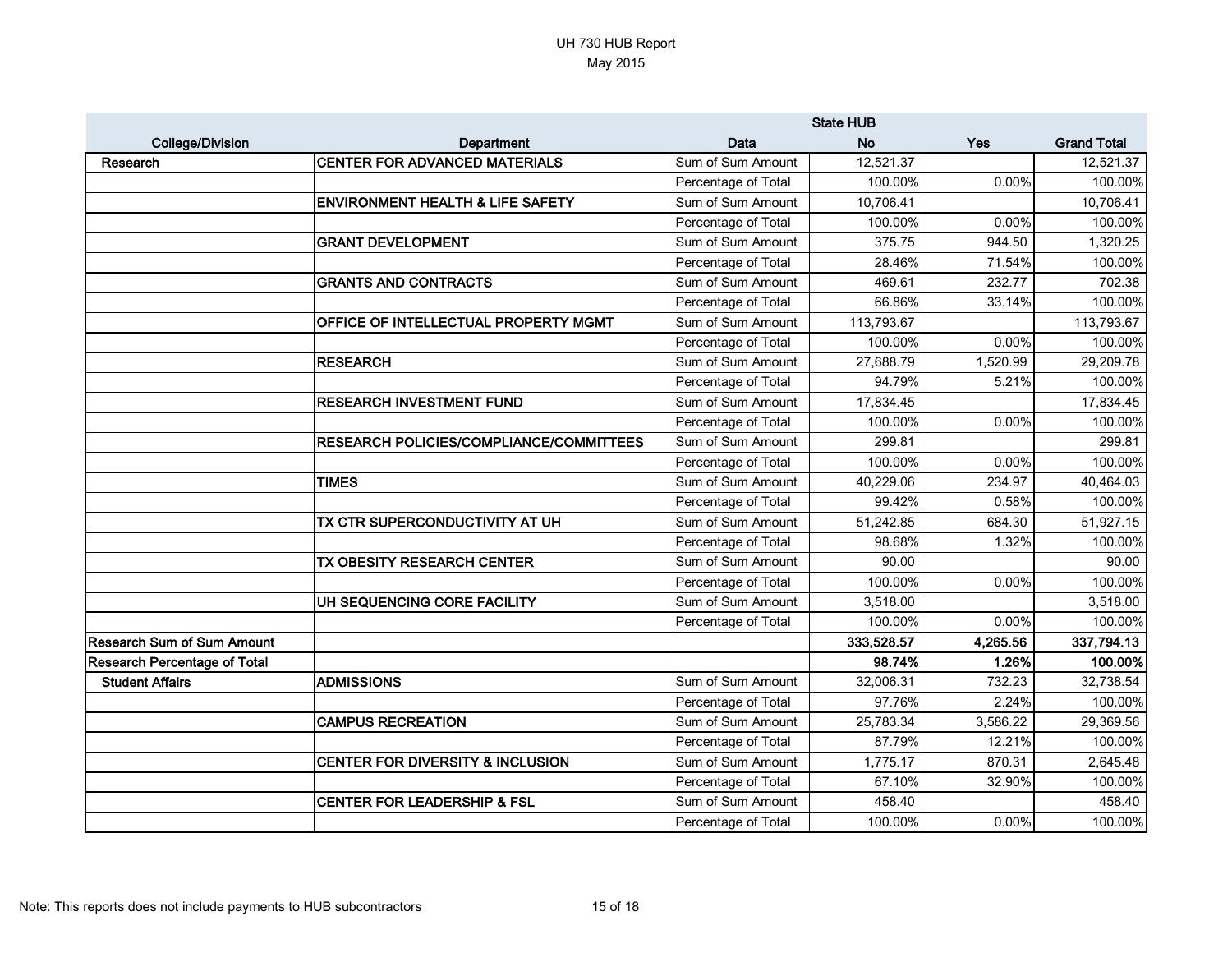UH 730 HUB Report
May 2015

| | | | State HUB | | |
|---|---|---|---|---|---|
| **College/Division** | **Department** | **Data** | **No** | **Yes** | **Grand Total** |
| **Research** | **CENTER FOR ADVANCED MATERIALS** | Sum of Sum Amount | 12,521.37 | | 12,521.37 |
| | | Percentage of Total | 100.00% | 0.00% | 100.00% |
| | **ENVIRONMENT HEALTH & LIFE SAFETY** | Sum of Sum Amount | 10,706.41 | | 10,706.41 |
| | | Percentage of Total | 100.00% | 0.00% | 100.00% |
| | **GRANT DEVELOPMENT** | Sum of Sum Amount | 375.75 | 944.50 | 1,320.25 |
| | | Percentage of Total | 28.46% | 71.54% | 100.00% |
| | **GRANTS AND CONTRACTS** | Sum of Sum Amount | 469.61 | 232.77 | 702.38 |
| | | Percentage of Total | 66.86% | 33.14% | 100.00% |
| | **OFFICE OF INTELLECTUAL PROPERTY MGMT** | Sum of Sum Amount | 113,793.67 | | 113,793.67 |
| | | Percentage of Total | 100.00% | 0.00% | 100.00% |
| | **RESEARCH** | Sum of Sum Amount | 27,688.79 | 1,520.99 | 29,209.78 |
| | | Percentage of Total | 94.79% | 5.21% | 100.00% |
| | **RESEARCH INVESTMENT FUND** | Sum of Sum Amount | 17,834.45 | | 17,834.45 |
| | | Percentage of Total | 100.00% | 0.00% | 100.00% |
| | **RESEARCH POLICIES/COMPLIANCE/COMMITTEES** | Sum of Sum Amount | 299.81 | | 299.81 |
| | | Percentage of Total | 100.00% | 0.00% | 100.00% |
| | **TIMES** | Sum of Sum Amount | 40,229.06 | 234.97 | 40,464.03 |
| | | Percentage of Total | 99.42% | 0.58% | 100.00% |
| | **TX CTR SUPERCONDUCTIVITY AT UH** | Sum of Sum Amount | 51,242.85 | 684.30 | 51,927.15 |
| | | Percentage of Total | 98.68% | 1.32% | 100.00% |
| | **TX OBESITY RESEARCH CENTER** | Sum of Sum Amount | 90.00 | | 90.00 |
| | | Percentage of Total | 100.00% | 0.00% | 100.00% |
| | **UH SEQUENCING CORE FACILITY** | Sum of Sum Amount | 3,518.00 | | 3,518.00 |
| | | Percentage of Total | 100.00% | 0.00% | 100.00% |
| **Research Sum of Sum Amount** | | | **333,528.57** | **4,265.56** | **337,794.13** |
| **Research Percentage of Total** | | | **98.74%** | **1.26%** | **100.00%** |
| **Student Affairs** | **ADMISSIONS** | Sum of Sum Amount | 32,006.31 | 732.23 | 32,738.54 |
| | | Percentage of Total | 97.76% | 2.24% | 100.00% |
| | **CAMPUS RECREATION** | Sum of Sum Amount | 25,783.34 | 3,586.22 | 29,369.56 |
| | | Percentage of Total | 87.79% | 12.21% | 100.00% |
| | **CENTER FOR DIVERSITY & INCLUSION** | Sum of Sum Amount | 1,775.17 | 870.31 | 2,645.48 |
| | | Percentage of Total | 67.10% | 32.90% | 100.00% |
| | **CENTER FOR LEADERSHIP & FSL** | Sum of Sum Amount | 458.40 | | 458.40 |
| | | Percentage of Total | 100.00% | 0.00% | 100.00% |

Note: This reports does not include payments to HUB subcontractors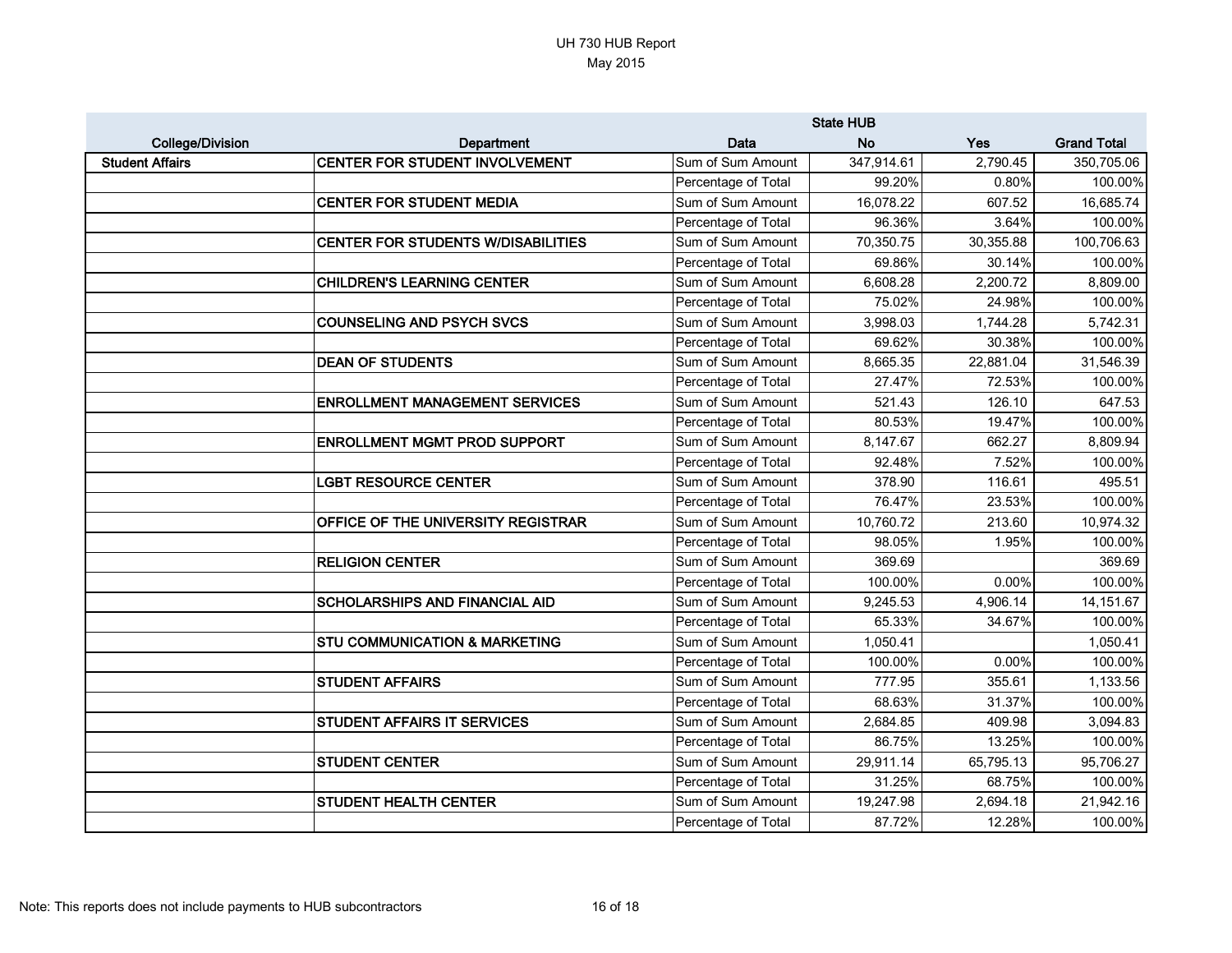UH 730 HUB Report
May 2015

| College/Division | Department | Data | State HUB No | Yes | Grand Total |
|---|---|---|---|---|---|
| Student Affairs | CENTER FOR STUDENT INVOLVEMENT | Sum of Sum Amount | 347,914.61 | 2,790.45 | 350,705.06 |
| | | Percentage of Total | 99.20% | 0.80% | 100.00% |
| | CENTER FOR STUDENT MEDIA | Sum of Sum Amount | 16,078.22 | 607.52 | 16,685.74 |
| | | Percentage of Total | 96.36% | 3.64% | 100.00% |
| | CENTER FOR STUDENTS W/DISABILITIES | Sum of Sum Amount | 70,350.75 | 30,355.88 | 100,706.63 |
| | | Percentage of Total | 69.86% | 30.14% | 100.00% |
| | CHILDREN'S LEARNING CENTER | Sum of Sum Amount | 6,608.28 | 2,200.72 | 8,809.00 |
| | | Percentage of Total | 75.02% | 24.98% | 100.00% |
| | COUNSELING AND PSYCH SVCS | Sum of Sum Amount | 3,998.03 | 1,744.28 | 5,742.31 |
| | | Percentage of Total | 69.62% | 30.38% | 100.00% |
| | DEAN OF STUDENTS | Sum of Sum Amount | 8,665.35 | 22,881.04 | 31,546.39 |
| | | Percentage of Total | 27.47% | 72.53% | 100.00% |
| | ENROLLMENT MANAGEMENT SERVICES | Sum of Sum Amount | 521.43 | 126.10 | 647.53 |
| | | Percentage of Total | 80.53% | 19.47% | 100.00% |
| | ENROLLMENT MGMT PROD SUPPORT | Sum of Sum Amount | 8,147.67 | 662.27 | 8,809.94 |
| | | Percentage of Total | 92.48% | 7.52% | 100.00% |
| | LGBT RESOURCE CENTER | Sum of Sum Amount | 378.90 | 116.61 | 495.51 |
| | | Percentage of Total | 76.47% | 23.53% | 100.00% |
| | OFFICE OF THE UNIVERSITY REGISTRAR | Sum of Sum Amount | 10,760.72 | 213.60 | 10,974.32 |
| | | Percentage of Total | 98.05% | 1.95% | 100.00% |
| | RELIGION CENTER | Sum of Sum Amount | 369.69 | | 369.69 |
| | | Percentage of Total | 100.00% | 0.00% | 100.00% |
| | SCHOLARSHIPS AND FINANCIAL AID | Sum of Sum Amount | 9,245.53 | 4,906.14 | 14,151.67 |
| | | Percentage of Total | 65.33% | 34.67% | 100.00% |
| | STU COMMUNICATION & MARKETING | Sum of Sum Amount | 1,050.41 | | 1,050.41 |
| | | Percentage of Total | 100.00% | 0.00% | 100.00% |
| | STUDENT AFFAIRS | Sum of Sum Amount | 777.95 | 355.61 | 1,133.56 |
| | | Percentage of Total | 68.63% | 31.37% | 100.00% |
| | STUDENT AFFAIRS IT SERVICES | Sum of Sum Amount | 2,684.85 | 409.98 | 3,094.83 |
| | | Percentage of Total | 86.75% | 13.25% | 100.00% |
| | STUDENT CENTER | Sum of Sum Amount | 29,911.14 | 65,795.13 | 95,706.27 |
| | | Percentage of Total | 31.25% | 68.75% | 100.00% |
| | STUDENT HEALTH CENTER | Sum of Sum Amount | 19,247.98 | 2,694.18 | 21,942.16 |
| | | Percentage of Total | 87.72% | 12.28% | 100.00% |

Note: This reports does not include payments to HUB subcontractors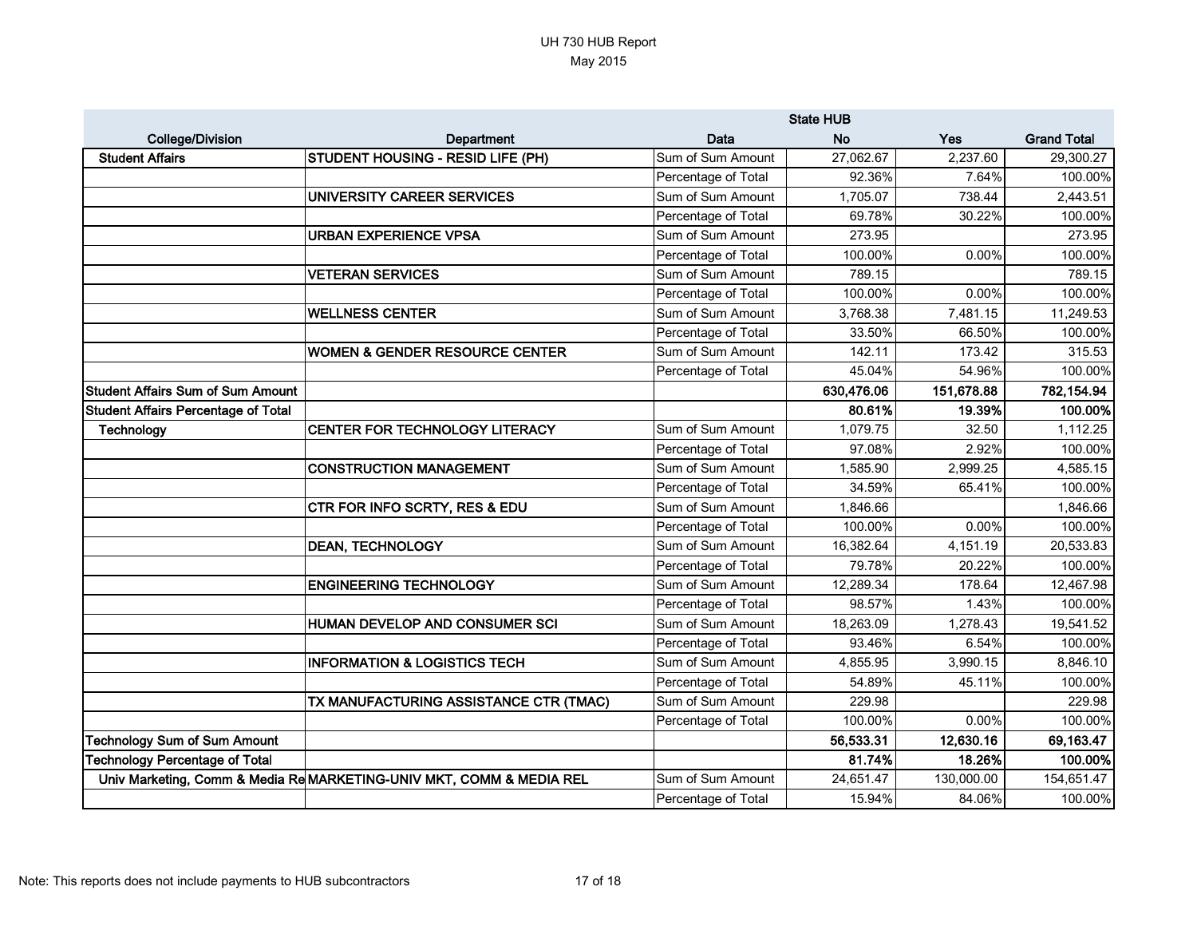UH 730 HUB Report
May 2015

| College/Division | Department | Data | State HUB No | Yes | Grand Total |
|---|---|---|---|---|---|
| Student Affairs | STUDENT HOUSING - RESID LIFE (PH) | Sum of Sum Amount | 27,062.67 | 2,237.60 | 29,300.27 |
| | | Percentage of Total | 92.36% | 7.64% | 100.00% |
| | UNIVERSITY CAREER SERVICES | Sum of Sum Amount | 1,705.07 | 738.44 | 2,443.51 |
| | | Percentage of Total | 69.78% | 30.22% | 100.00% |
| | URBAN EXPERIENCE VPSA | Sum of Sum Amount | 273.95 | | 273.95 |
| | | Percentage of Total | 100.00% | 0.00% | 100.00% |
| | VETERAN SERVICES | Sum of Sum Amount | 789.15 | | 789.15 |
| | | Percentage of Total | 100.00% | 0.00% | 100.00% |
| | WELLNESS CENTER | Sum of Sum Amount | 3,768.38 | 7,481.15 | 11,249.53 |
| | | Percentage of Total | 33.50% | 66.50% | 100.00% |
| | WOMEN & GENDER RESOURCE CENTER | Sum of Sum Amount | 142.11 | 173.42 | 315.53 |
| | | Percentage of Total | 45.04% | 54.96% | 100.00% |
| **Student Affairs Sum of Sum Amount** | | | **630,476.06** | **151,678.88** | **782,154.94** |
| **Student Affairs Percentage of Total** | | | **80.61%** | **19.39%** | **100.00%** |
| Technology | CENTER FOR TECHNOLOGY LITERACY | Sum of Sum Amount | 1,079.75 | 32.50 | 1,112.25 |
| | | Percentage of Total | 97.08% | 2.92% | 100.00% |
| | CONSTRUCTION MANAGEMENT | Sum of Sum Amount | 1,585.90 | 2,999.25 | 4,585.15 |
| | | Percentage of Total | 34.59% | 65.41% | 100.00% |
| | CTR FOR INFO SCRTY, RES & EDU | Sum of Sum Amount | 1,846.66 | | 1,846.66 |
| | | Percentage of Total | 100.00% | 0.00% | 100.00% |
| | DEAN, TECHNOLOGY | Sum of Sum Amount | 16,382.64 | 4,151.19 | 20,533.83 |
| | | Percentage of Total | 79.78% | 20.22% | 100.00% |
| | ENGINEERING TECHNOLOGY | Sum of Sum Amount | 12,289.34 | 178.64 | 12,467.98 |
| | | Percentage of Total | 98.57% | 1.43% | 100.00% |
| | HUMAN DEVELOP AND CONSUMER SCI | Sum of Sum Amount | 18,263.09 | 1,278.43 | 19,541.52 |
| | | Percentage of Total | 93.46% | 6.54% | 100.00% |
| | INFORMATION & LOGISTICS TECH | Sum of Sum Amount | 4,855.95 | 3,990.15 | 8,846.10 |
| | | Percentage of Total | 54.89% | 45.11% | 100.00% |
| | TX MANUFACTURING ASSISTANCE CTR (TMAC) | Sum of Sum Amount | 229.98 | | 229.98 |
| | | Percentage of Total | 100.00% | 0.00% | 100.00% |
| **Technology Sum of Sum Amount** | | | **56,533.31** | **12,630.16** | **69,163.47** |
| **Technology Percentage of Total** | | | **81.74%** | **18.26%** | **100.00%** |
| Univ Marketing, Comm & Media Re | MARKETING-UNIV MKT, COMM & MEDIA REL | Sum of Sum Amount | 24,651.47 | 130,000.00 | 154,651.47 |
| | | Percentage of Total | 15.94% | 84.06% | 100.00% |

Note: This reports does not include payments to HUB subcontractors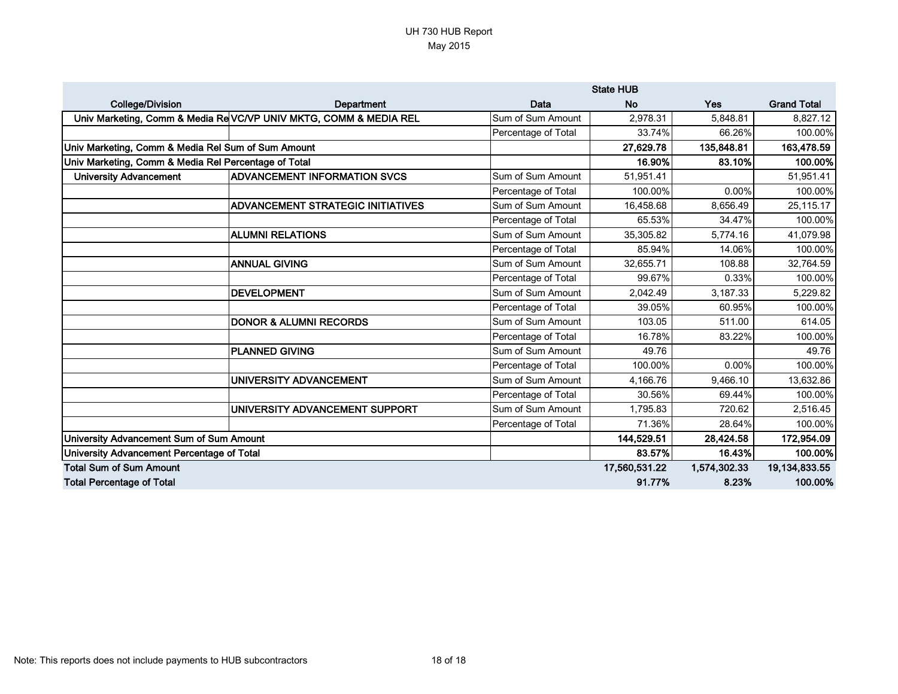UH 730 HUB Report
May 2015

| | | | State HUB | | |
|---|---|---|---|---|---|
| College/Division | Department | Data | No | Yes | Grand Total |
| Univ Marketing, Comm & Media Re | VC/VP UNIV MKTG, COMM & MEDIA REL | Sum of Sum Amount | 2,978.31 | 5,848.81 | 8,827.12 |
| | | Percentage of Total | 33.74% | 66.26% | 100.00% |
| **Univ Marketing, Comm & Media Rel Sum of Sum Amount** | | | **27,629.78** | **135,848.81** | **163,478.59** |
| **Univ Marketing, Comm & Media Rel Percentage of Total** | | | **16.90%** | **83.10%** | **100.00%** |
| **University Advancement** | **ADVANCEMENT INFORMATION SVCS** | Sum of Sum Amount | 51,951.41 | | 51,951.41 |
| | | Percentage of Total | 100.00% | 0.00% | 100.00% |
| | **ADVANCEMENT STRATEGIC INITIATIVES** | Sum of Sum Amount | 16,458.68 | 8,656.49 | 25,115.17 |
| | | Percentage of Total | 65.53% | 34.47% | 100.00% |
| | **ALUMNI RELATIONS** | Sum of Sum Amount | 35,305.82 | 5,774.16 | 41,079.98 |
| | | Percentage of Total | 85.94% | 14.06% | 100.00% |
| | **ANNUAL GIVING** | Sum of Sum Amount | 32,655.71 | 108.88 | 32,764.59 |
| | | Percentage of Total | 99.67% | 0.33% | 100.00% |
| | **DEVELOPMENT** | Sum of Sum Amount | 2,042.49 | 3,187.33 | 5,229.82 |
| | | Percentage of Total | 39.05% | 60.95% | 100.00% |
| | **DONOR & ALUMNI RECORDS** | Sum of Sum Amount | 103.05 | 511.00 | 614.05 |
| | | Percentage of Total | 16.78% | 83.22% | 100.00% |
| | **PLANNED GIVING** | Sum of Sum Amount | 49.76 | | 49.76 |
| | | Percentage of Total | 100.00% | 0.00% | 100.00% |
| | **UNIVERSITY ADVANCEMENT** | Sum of Sum Amount | 4,166.76 | 9,466.10 | 13,632.86 |
| | | Percentage of Total | 30.56% | 69.44% | 100.00% |
| | **UNIVERSITY ADVANCEMENT SUPPORT** | Sum of Sum Amount | 1,795.83 | 720.62 | 2,516.45 |
| | | Percentage of Total | 71.36% | 28.64% | 100.00% |
| **University Advancement Sum of Sum Amount** | | | **144,529.51** | **28,424.58** | **172,954.09** |
| **University Advancement Percentage of Total** | | | **83.57%** | **16.43%** | **100.00%** |
| **Total Sum of Sum Amount** | | | **17,560,531.22** | **1,574,302.33** | **19,134,833.55** |
| **Total Percentage of Total** | | | **91.77%** | **8.23%** | **100.00%** |

Note: This reports does not include payments to HUB subcontractors